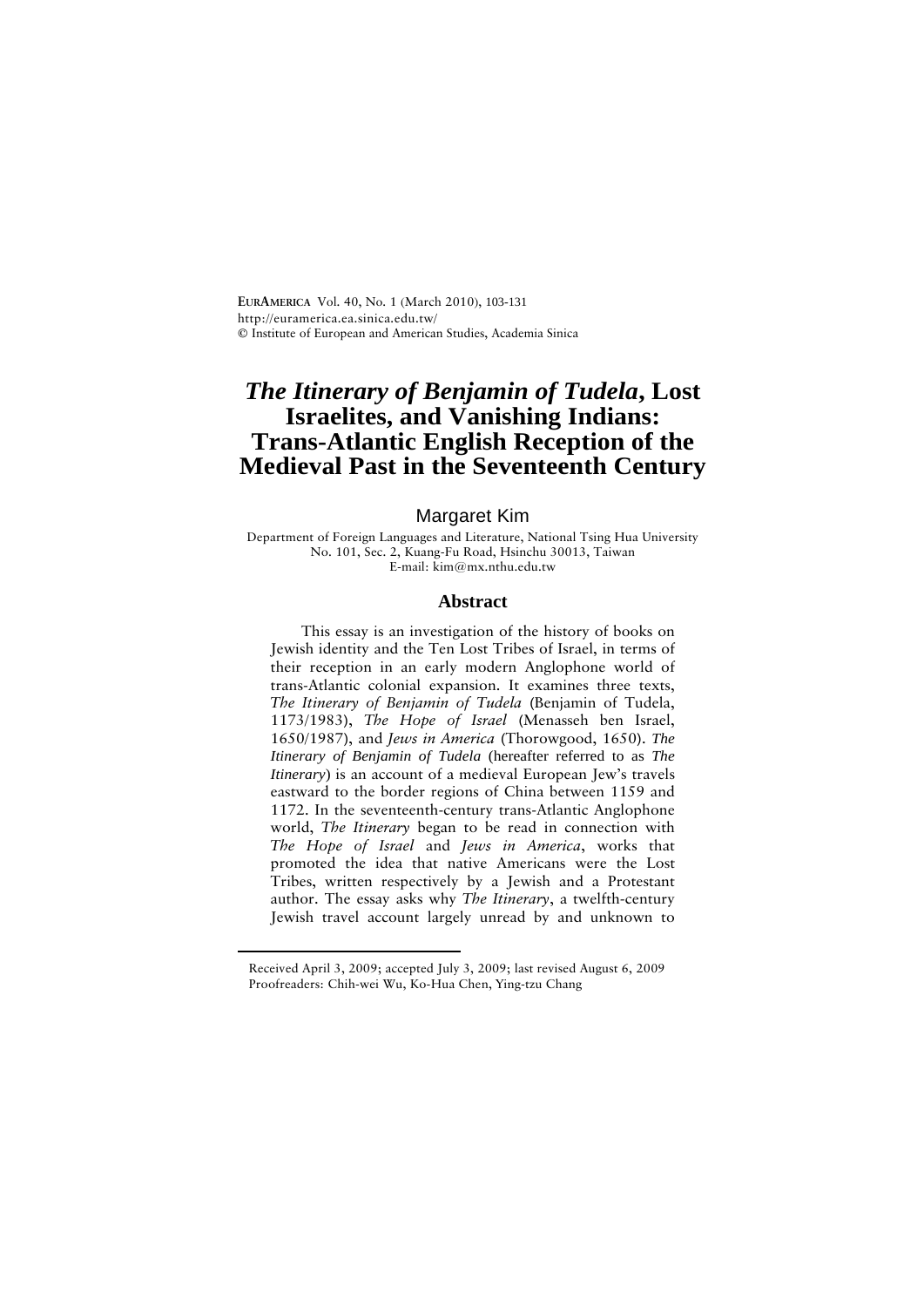# *The Itinerary of Benjamin of Tudela*, Lost Israelites, and Vanishing Indians: Trans-Atlantic English Reception of the Medieval Past in the Seventeenth Century

Margaret Kim

Department of Foreign Languages and Literature, National Tsing Hua University
No. 101, Sec. 2, Kuang-Fu Road, Hsinchu 30013, Taiwan
E-mail: kim@mx.nthu.edu.tw

## Abstract

This essay is an investigation of the history of books on Jewish identity and the Ten Lost Tribes of Israel, in terms of their reception in an early modern Anglophone world of trans-Atlantic colonial expansion. It examines three texts, *The Itinerary of Benjamin of Tudela* (Benjamin of Tudela, 1173/1983), *The Hope of Israel* (Menasseh ben Israel, 1650/1987), and *Jews in America* (Thorowgood, 1650). *The Itinerary of Benjamin of Tudela* (hereafter referred to as *The Itinerary*) is an account of a medieval European Jew's travels eastward to the border regions of China between 1159 and 1172. In the seventeenth-century trans-Atlantic Anglophone world, *The Itinerary* began to be read in connection with *The Hope of Israel* and *Jews in America*, works that promoted the idea that native Americans were the Lost Tribes, written respectively by a Jewish and a Protestant author. The essay asks why *The Itinerary*, a twelfth-century Jewish travel account largely unread by and unknown to

---

Received April 3, 2009; accepted July 3, 2009; last revised August 6, 2009
Proofreaders: Chih-wei Wu, Ko-Hua Chen, Ying-tzu Chang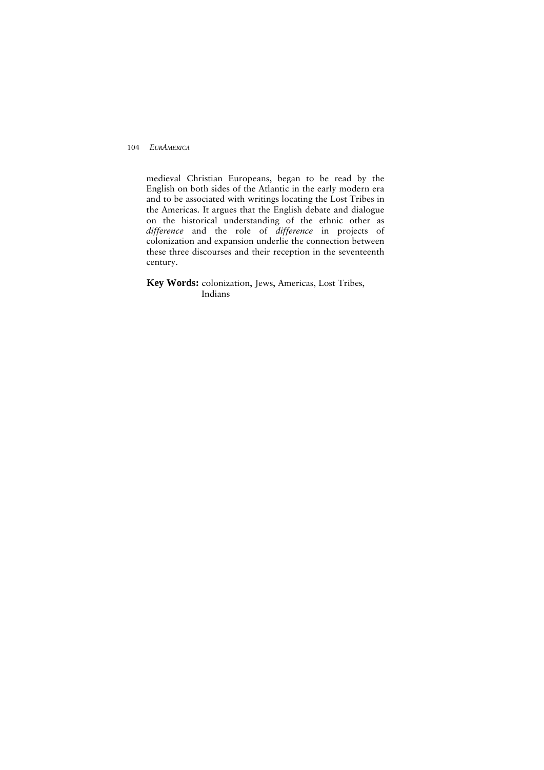medieval Christian Europeans, began to be read by the English on both sides of the Atlantic in the early modern era and to be associated with writings locating the Lost Tribes in the Americas. It argues that the English debate and dialogue on the historical understanding of the ethnic other as *difference* and the role of *difference* in projects of colonization and expansion underlie the connection between these three discourses and their reception in the seventeenth century.

**Key Words:** colonization, Jews, Americas, Lost Tribes, Indians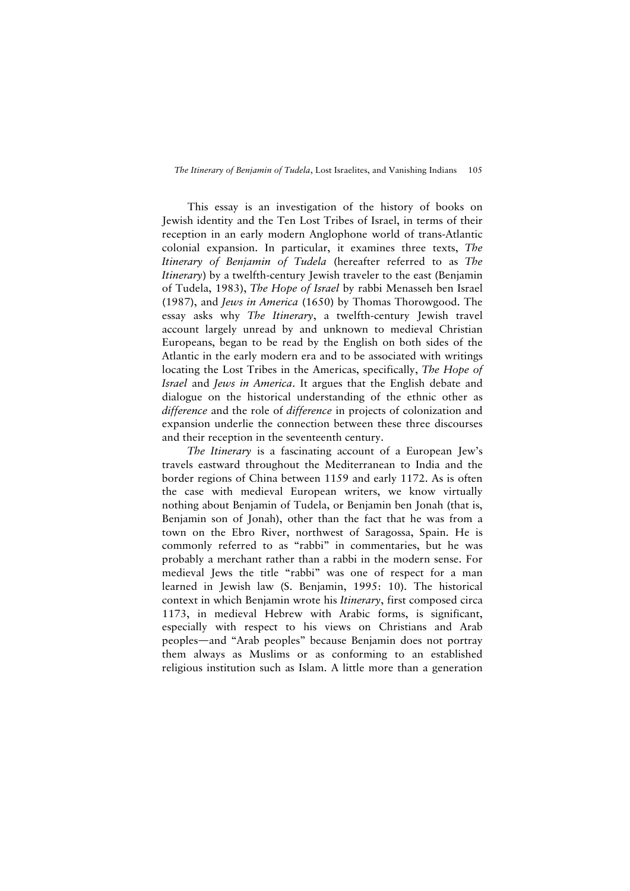This essay is an investigation of the history of books on Jewish identity and the Ten Lost Tribes of Israel, in terms of their reception in an early modern Anglophone world of trans-Atlantic colonial expansion. In particular, it examines three texts, *The Itinerary of Benjamin of Tudela* (hereafter referred to as *The Itinerary*) by a twelfth-century Jewish traveler to the east (Benjamin of Tudela, 1983), *The Hope of Israel* by rabbi Menasseh ben Israel (1987), and *Jews in America* (1650) by Thomas Thorowgood. The essay asks why *The Itinerary*, a twelfth-century Jewish travel account largely unread by and unknown to medieval Christian Europeans, began to be read by the English on both sides of the Atlantic in the early modern era and to be associated with writings locating the Lost Tribes in the Americas, specifically, *The Hope of Israel* and *Jews in America*. It argues that the English debate and dialogue on the historical understanding of the ethnic other as *difference* and the role of *difference* in projects of colonization and expansion underlie the connection between these three discourses and their reception in the seventeenth century.

*The Itinerary* is a fascinating account of a European Jew's travels eastward throughout the Mediterranean to India and the border regions of China between 1159 and early 1172. As is often the case with medieval European writers, we know virtually nothing about Benjamin of Tudela, or Benjamin ben Jonah (that is, Benjamin son of Jonah), other than the fact that he was from a town on the Ebro River, northwest of Saragossa, Spain. He is commonly referred to as "rabbi" in commentaries, but he was probably a merchant rather than a rabbi in the modern sense. For medieval Jews the title "rabbi" was one of respect for a man learned in Jewish law (S. Benjamin, 1995: 10). The historical context in which Benjamin wrote his *Itinerary*, first composed circa 1173, in medieval Hebrew with Arabic forms, is significant, especially with respect to his views on Christians and Arab peoples—and "Arab peoples" because Benjamin does not portray them always as Muslims or as conforming to an established religious institution such as Islam. A little more than a generation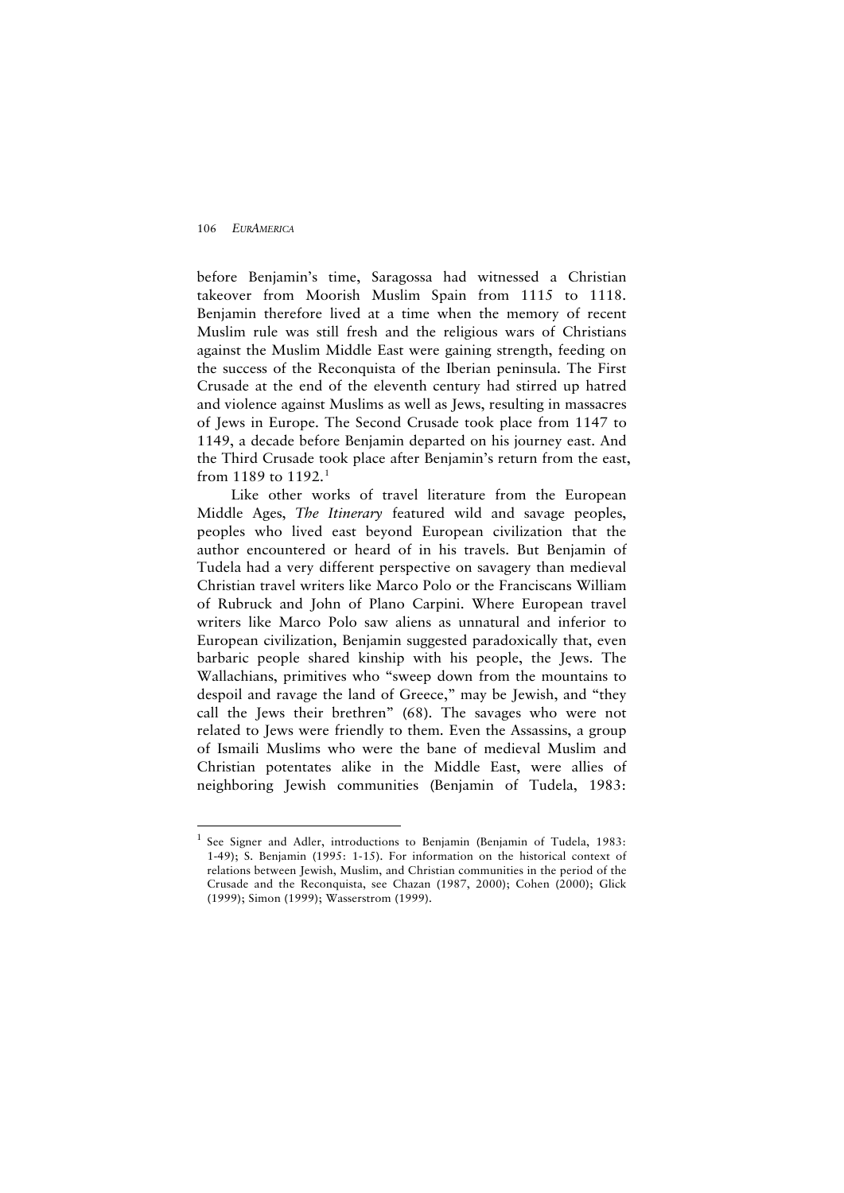before Benjamin's time, Saragossa had witnessed a Christian takeover from Moorish Muslim Spain from 1115 to 1118. Benjamin therefore lived at a time when the memory of recent Muslim rule was still fresh and the religious wars of Christians against the Muslim Middle East were gaining strength, feeding on the success of the Reconquista of the Iberian peninsula. The First Crusade at the end of the eleventh century had stirred up hatred and violence against Muslims as well as Jews, resulting in massacres of Jews in Europe. The Second Crusade took place from 1147 to 1149, a decade before Benjamin departed on his journey east. And the Third Crusade took place after Benjamin's return from the east, from 1189 to 1192.[1]

Like other works of travel literature from the European Middle Ages, *The Itinerary* featured wild and savage peoples, peoples who lived east beyond European civilization that the author encountered or heard of in his travels. But Benjamin of Tudela had a very different perspective on savagery than medieval Christian travel writers like Marco Polo or the Franciscans William of Rubruck and John of Plano Carpini. Where European travel writers like Marco Polo saw aliens as unnatural and inferior to European civilization, Benjamin suggested paradoxically that, even barbaric people shared kinship with his people, the Jews. The Wallachians, primitives who "sweep down from the mountains to despoil and ravage the land of Greece," may be Jewish, and "they call the Jews their brethren" (68). The savages who were not related to Jews were friendly to them. Even the Assassins, a group of Ismaili Muslims who were the bane of medieval Muslim and Christian potentates alike in the Middle East, were allies of neighboring Jewish communities (Benjamin of Tudela, 1983:

---

[1] See Signer and Adler, introductions to Benjamin (Benjamin of Tudela, 1983: 1-49); S. Benjamin (1995: 1-15). For information on the historical context of relations between Jewish, Muslim, and Christian communities in the period of the Crusade and the Reconquista, see Chazan (1987, 2000); Cohen (2000); Glick (1999); Simon (1999); Wasserstrom (1999).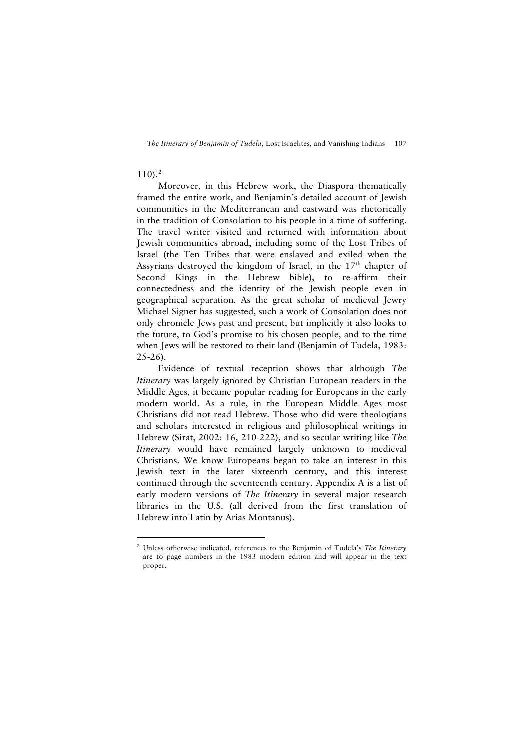110).[2]

Moreover, in this Hebrew work, the Diaspora thematically framed the entire work, and Benjamin's detailed account of Jewish communities in the Mediterranean and eastward was rhetorically in the tradition of Consolation to his people in a time of suffering. The travel writer visited and returned with information about Jewish communities abroad, including some of the Lost Tribes of Israel (the Ten Tribes that were enslaved and exiled when the Assyrians destroyed the kingdom of Israel, in the 17th chapter of Second Kings in the Hebrew bible), to re-affirm their connectedness and the identity of the Jewish people even in geographical separation. As the great scholar of medieval Jewry Michael Signer has suggested, such a work of Consolation does not only chronicle Jews past and present, but implicitly it also looks to the future, to God's promise to his chosen people, and to the time when Jews will be restored to their land (Benjamin of Tudela, 1983: 25-26).

Evidence of textual reception shows that although *The Itinerary* was largely ignored by Christian European readers in the Middle Ages, it became popular reading for Europeans in the early modern world. As a rule, in the European Middle Ages most Christians did not read Hebrew. Those who did were theologians and scholars interested in religious and philosophical writings in Hebrew (Sirat, 2002: 16, 210-222), and so secular writing like *The Itinerary* would have remained largely unknown to medieval Christians. We know Europeans began to take an interest in this Jewish text in the later sixteenth century, and this interest continued through the seventeenth century. Appendix A is a list of early modern versions of *The Itinerary* in several major research libraries in the U.S. (all derived from the first translation of Hebrew into Latin by Arias Montanus).

---

[2] Unless otherwise indicated, references to the Benjamin of Tudela's *The Itinerary* are to page numbers in the 1983 modern edition and will appear in the text proper.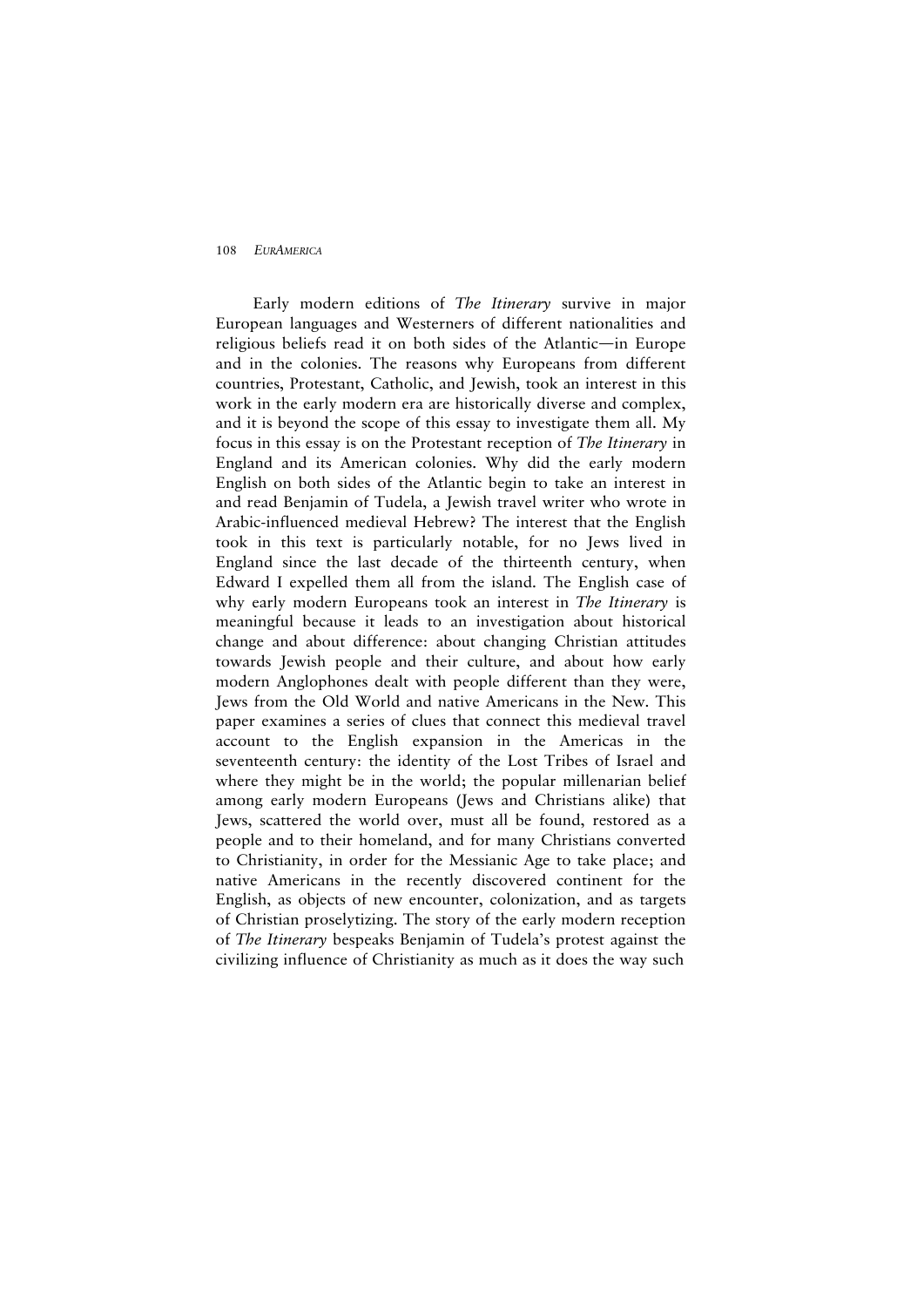Early modern editions of *The Itinerary* survive in major European languages and Westerners of different nationalities and religious beliefs read it on both sides of the Atlantic—in Europe and in the colonies. The reasons why Europeans from different countries, Protestant, Catholic, and Jewish, took an interest in this work in the early modern era are historically diverse and complex, and it is beyond the scope of this essay to investigate them all. My focus in this essay is on the Protestant reception of *The Itinerary* in England and its American colonies. Why did the early modern English on both sides of the Atlantic begin to take an interest in and read Benjamin of Tudela, a Jewish travel writer who wrote in Arabic-influenced medieval Hebrew? The interest that the English took in this text is particularly notable, for no Jews lived in England since the last decade of the thirteenth century, when Edward I expelled them all from the island. The English case of why early modern Europeans took an interest in *The Itinerary* is meaningful because it leads to an investigation about historical change and about difference: about changing Christian attitudes towards Jewish people and their culture, and about how early modern Anglophones dealt with people different than they were, Jews from the Old World and native Americans in the New. This paper examines a series of clues that connect this medieval travel account to the English expansion in the Americas in the seventeenth century: the identity of the Lost Tribes of Israel and where they might be in the world; the popular millenarian belief among early modern Europeans (Jews and Christians alike) that Jews, scattered the world over, must all be found, restored as a people and to their homeland, and for many Christians converted to Christianity, in order for the Messianic Age to take place; and native Americans in the recently discovered continent for the English, as objects of new encounter, colonization, and as targets of Christian proselytizing. The story of the early modern reception of *The Itinerary* bespeaks Benjamin of Tudela's protest against the civilizing influence of Christianity as much as it does the way such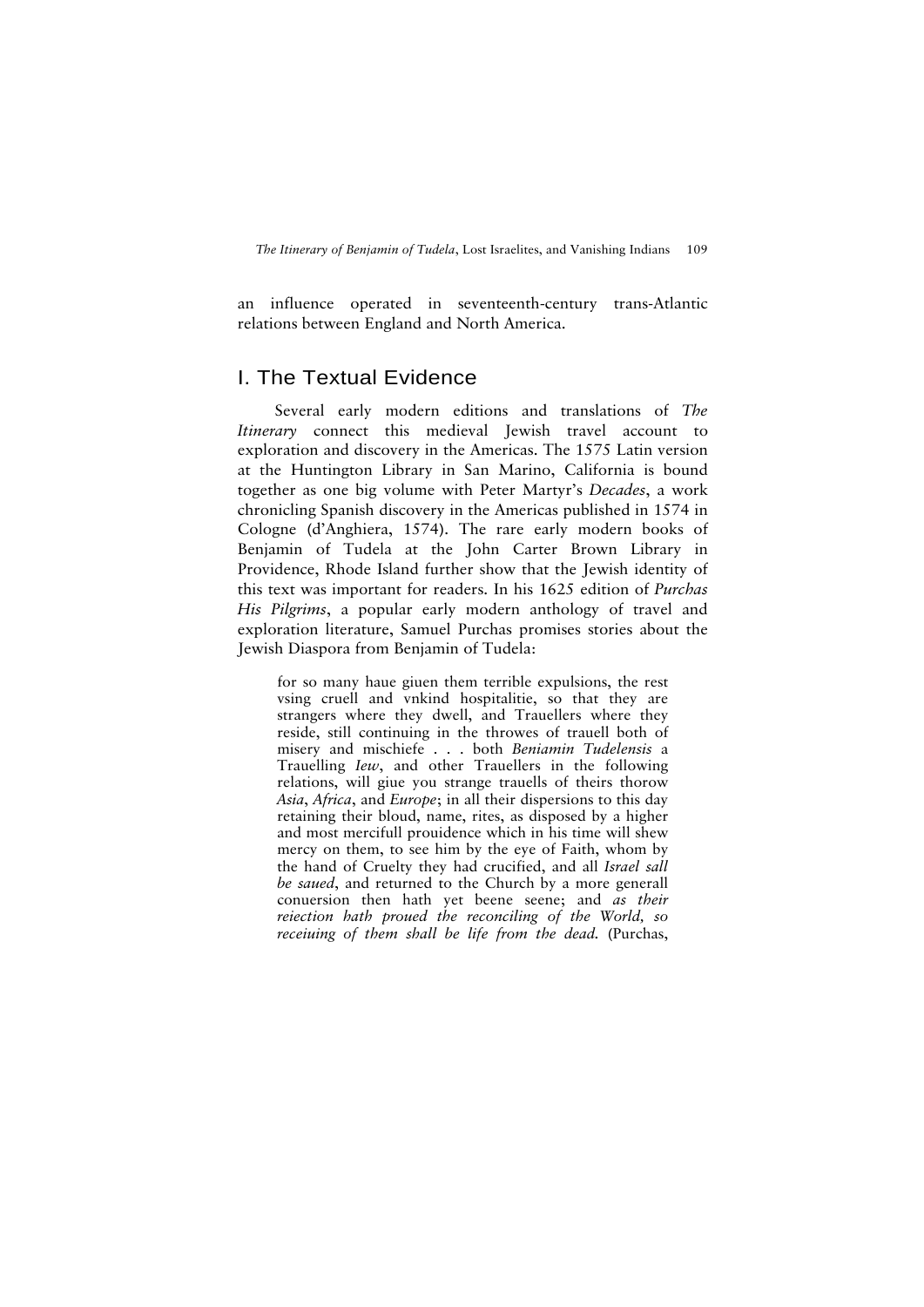an influence operated in seventeenth-century trans-Atlantic relations between England and North America.

## I. The Textual Evidence

Several early modern editions and translations of *The Itinerary* connect this medieval Jewish travel account to exploration and discovery in the Americas. The 1575 Latin version at the Huntington Library in San Marino, California is bound together as one big volume with Peter Martyr's *Decades*, a work chronicling Spanish discovery in the Americas published in 1574 in Cologne (d'Anghiera, 1574). The rare early modern books of Benjamin of Tudela at the John Carter Brown Library in Providence, Rhode Island further show that the Jewish identity of this text was important for readers. In his 1625 edition of *Purchas His Pilgrims*, a popular early modern anthology of travel and exploration literature, Samuel Purchas promises stories about the Jewish Diaspora from Benjamin of Tudela:

> for so many haue giuen them terrible expulsions, the rest vsing cruell and vnkind hospitalitie, so that they are strangers where they dwell, and Trauellers where they reside, still continuing in the throwes of trauell both of misery and mischiefe . . . both *Beniamin Tudelensis* a Trauelling *Iew*, and other Trauellers in the following relations, will giue you strange trauells of theirs thorow *Asia*, *Africa*, and *Europe*; in all their dispersions to this day retaining their bloud, name, rites, as disposed by a higher and most mercifull prouidence which in his time will shew mercy on them, to see him by the eye of Faith, whom by the hand of Cruelty they had crucified, and all *Israel sall be saued*, and returned to the Church by a more generall conuersion then hath yet beene seene; and *as their reiection hath proued the reconciling of the World, so receiuing of them shall be life from the dead.* (Purchas,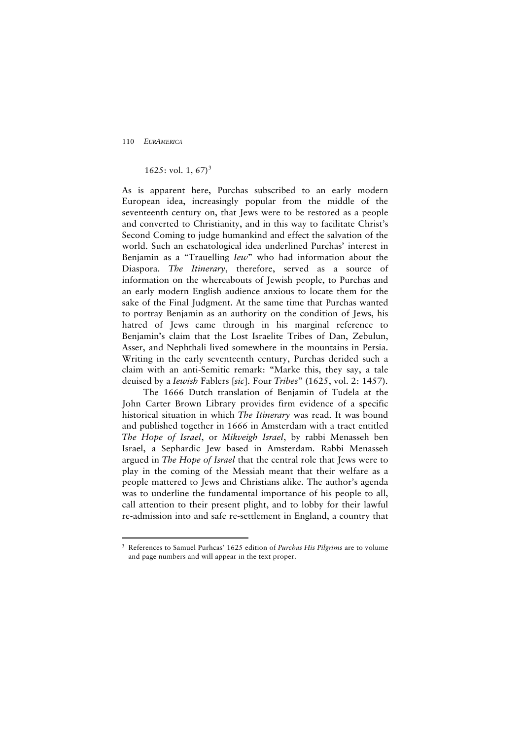1625: vol. 1, 67)[3]

As is apparent here, Purchas subscribed to an early modern European idea, increasingly popular from the middle of the seventeenth century on, that Jews were to be restored as a people and converted to Christianity, and in this way to facilitate Christ's Second Coming to judge humankind and effect the salvation of the world. Such an eschatological idea underlined Purchas' interest in Benjamin as a "Trauelling *Iew*" who had information about the Diaspora. *The Itinerary*, therefore, served as a source of information on the whereabouts of Jewish people, to Purchas and an early modern English audience anxious to locate them for the sake of the Final Judgment. At the same time that Purchas wanted to portray Benjamin as an authority on the condition of Jews, his hatred of Jews came through in his marginal reference to Benjamin's claim that the Lost Israelite Tribes of Dan, Zebulun, Asser, and Nephthali lived somewhere in the mountains in Persia. Writing in the early seventeenth century, Purchas derided such a claim with an anti-Semitic remark: "Marke this, they say, a tale deuised by a *Iewish* Fablers [*sic*]. Four *Tribes*" (1625, vol. 2: 1457).

The 1666 Dutch translation of Benjamin of Tudela at the John Carter Brown Library provides firm evidence of a specific historical situation in which *The Itinerary* was read. It was bound and published together in 1666 in Amsterdam with a tract entitled *The Hope of Israel*, or *Mikveigh Israel*, by rabbi Menasseh ben Israel, a Sephardic Jew based in Amsterdam. Rabbi Menasseh argued in *The Hope of Israel* that the central role that Jews were to play in the coming of the Messiah meant that their welfare as a people mattered to Jews and Christians alike. The author's agenda was to underline the fundamental importance of his people to all, call attention to their present plight, and to lobby for their lawful re-admission into and safe re-settlement in England, a country that

[3] References to Samuel Purhcas' 1625 edition of *Purchas His Pilgrims* are to volume and page numbers and will appear in the text proper.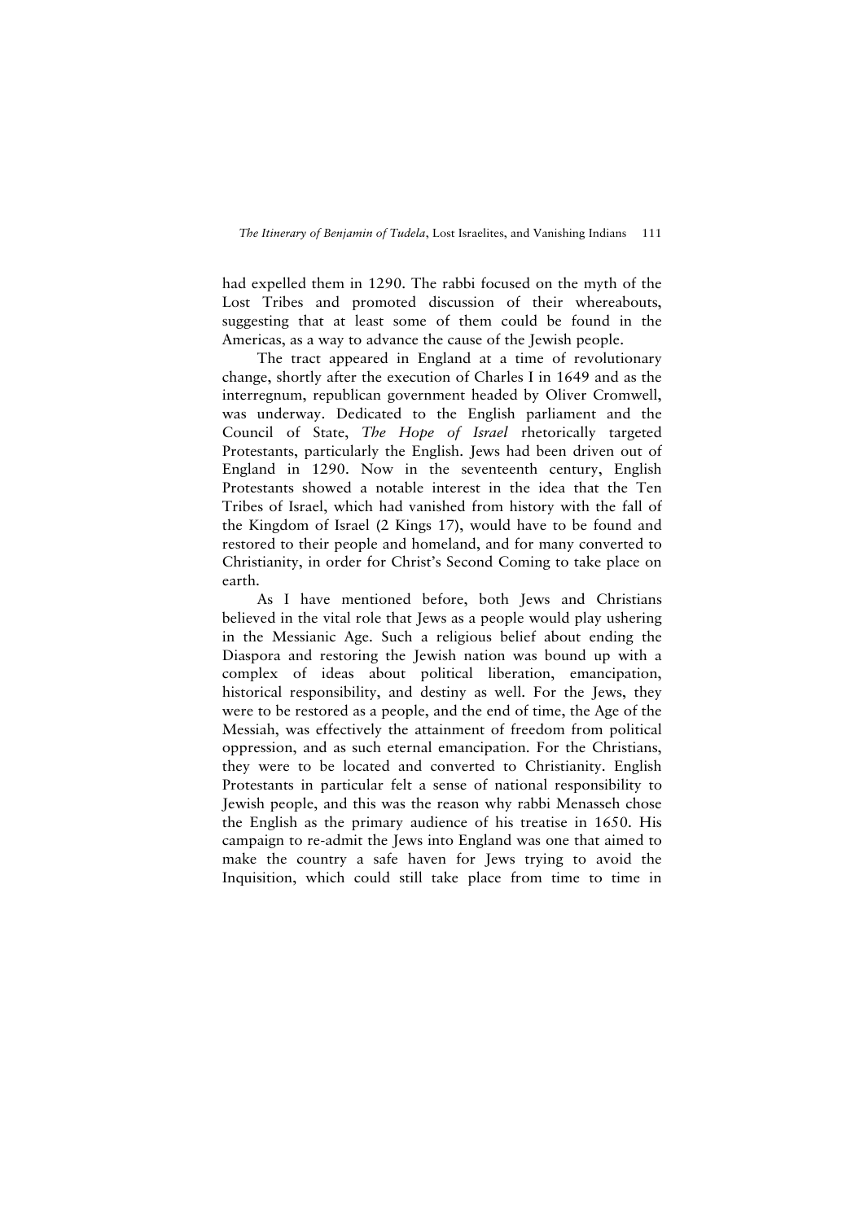had expelled them in 1290. The rabbi focused on the myth of the Lost Tribes and promoted discussion of their whereabouts, suggesting that at least some of them could be found in the Americas, as a way to advance the cause of the Jewish people.

The tract appeared in England at a time of revolutionary change, shortly after the execution of Charles I in 1649 and as the interregnum, republican government headed by Oliver Cromwell, was underway. Dedicated to the English parliament and the Council of State, *The Hope of Israel* rhetorically targeted Protestants, particularly the English. Jews had been driven out of England in 1290. Now in the seventeenth century, English Protestants showed a notable interest in the idea that the Ten Tribes of Israel, which had vanished from history with the fall of the Kingdom of Israel (2 Kings 17), would have to be found and restored to their people and homeland, and for many converted to Christianity, in order for Christ's Second Coming to take place on earth.

As I have mentioned before, both Jews and Christians believed in the vital role that Jews as a people would play ushering in the Messianic Age. Such a religious belief about ending the Diaspora and restoring the Jewish nation was bound up with a complex of ideas about political liberation, emancipation, historical responsibility, and destiny as well. For the Jews, they were to be restored as a people, and the end of time, the Age of the Messiah, was effectively the attainment of freedom from political oppression, and as such eternal emancipation. For the Christians, they were to be located and converted to Christianity. English Protestants in particular felt a sense of national responsibility to Jewish people, and this was the reason why rabbi Menasseh chose the English as the primary audience of his treatise in 1650. His campaign to re-admit the Jews into England was one that aimed to make the country a safe haven for Jews trying to avoid the Inquisition, which could still take place from time to time in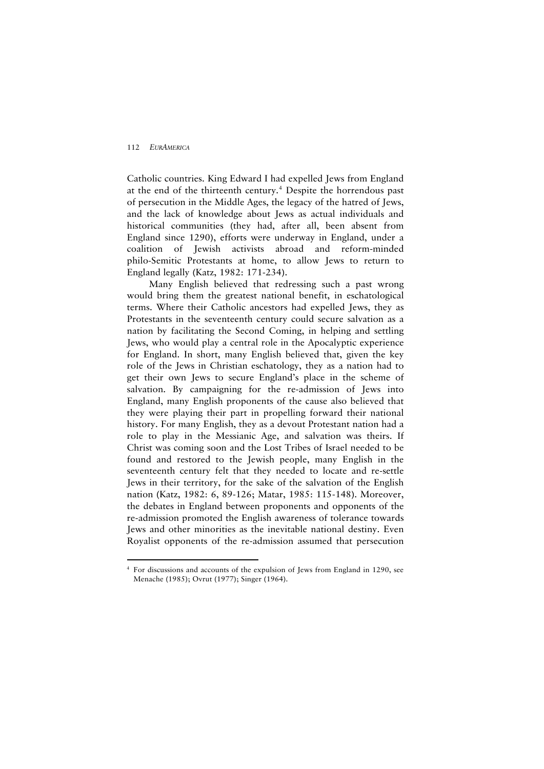Catholic countries. King Edward I had expelled Jews from England at the end of the thirteenth century.[4] Despite the horrendous past of persecution in the Middle Ages, the legacy of the hatred of Jews, and the lack of knowledge about Jews as actual individuals and historical communities (they had, after all, been absent from England since 1290), efforts were underway in England, under a coalition of Jewish activists abroad and reform-minded philo-Semitic Protestants at home, to allow Jews to return to England legally (Katz, 1982: 171-234).

Many English believed that redressing such a past wrong would bring them the greatest national benefit, in eschatological terms. Where their Catholic ancestors had expelled Jews, they as Protestants in the seventeenth century could secure salvation as a nation by facilitating the Second Coming, in helping and settling Jews, who would play a central role in the Apocalyptic experience for England. In short, many English believed that, given the key role of the Jews in Christian eschatology, they as a nation had to get their own Jews to secure England's place in the scheme of salvation. By campaigning for the re-admission of Jews into England, many English proponents of the cause also believed that they were playing their part in propelling forward their national history. For many English, they as a devout Protestant nation had a role to play in the Messianic Age, and salvation was theirs. If Christ was coming soon and the Lost Tribes of Israel needed to be found and restored to the Jewish people, many English in the seventeenth century felt that they needed to locate and re-settle Jews in their territory, for the sake of the salvation of the English nation (Katz, 1982: 6, 89-126; Matar, 1985: 115-148). Moreover, the debates in England between proponents and opponents of the re-admission promoted the English awareness of tolerance towards Jews and other minorities as the inevitable national destiny. Even Royalist opponents of the re-admission assumed that persecution

[4] For discussions and accounts of the expulsion of Jews from England in 1290, see Menache (1985); Ovrut (1977); Singer (1964).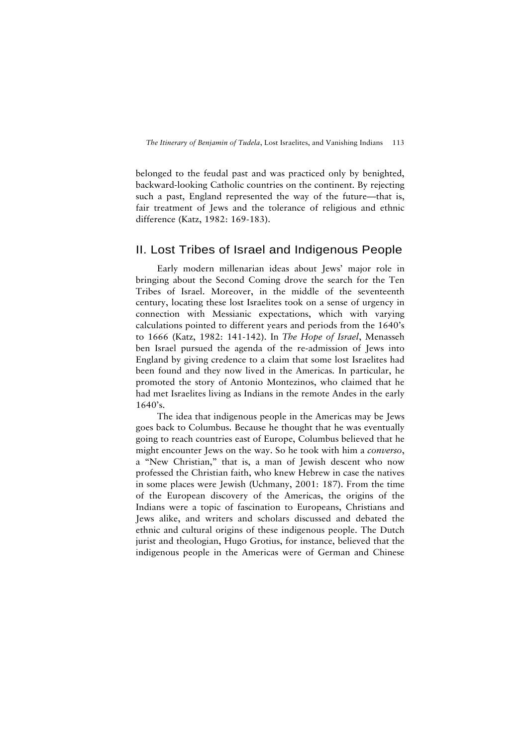belonged to the feudal past and was practiced only by benighted, backward-looking Catholic countries on the continent. By rejecting such a past, England represented the way of the future—that is, fair treatment of Jews and the tolerance of religious and ethnic difference (Katz, 1982: 169-183).

## II. Lost Tribes of Israel and Indigenous People

Early modern millenarian ideas about Jews' major role in bringing about the Second Coming drove the search for the Ten Tribes of Israel. Moreover, in the middle of the seventeenth century, locating these lost Israelites took on a sense of urgency in connection with Messianic expectations, which with varying calculations pointed to different years and periods from the 1640's to 1666 (Katz, 1982: 141-142). In *The Hope of Israel*, Menasseh ben Israel pursued the agenda of the re-admission of Jews into England by giving credence to a claim that some lost Israelites had been found and they now lived in the Americas. In particular, he promoted the story of Antonio Montezinos, who claimed that he had met Israelites living as Indians in the remote Andes in the early 1640's.

The idea that indigenous people in the Americas may be Jews goes back to Columbus. Because he thought that he was eventually going to reach countries east of Europe, Columbus believed that he might encounter Jews on the way. So he took with him a *converso*, a "New Christian," that is, a man of Jewish descent who now professed the Christian faith, who knew Hebrew in case the natives in some places were Jewish (Uchmany, 2001: 187). From the time of the European discovery of the Americas, the origins of the Indians were a topic of fascination to Europeans, Christians and Jews alike, and writers and scholars discussed and debated the ethnic and cultural origins of these indigenous people. The Dutch jurist and theologian, Hugo Grotius, for instance, believed that the indigenous people in the Americas were of German and Chinese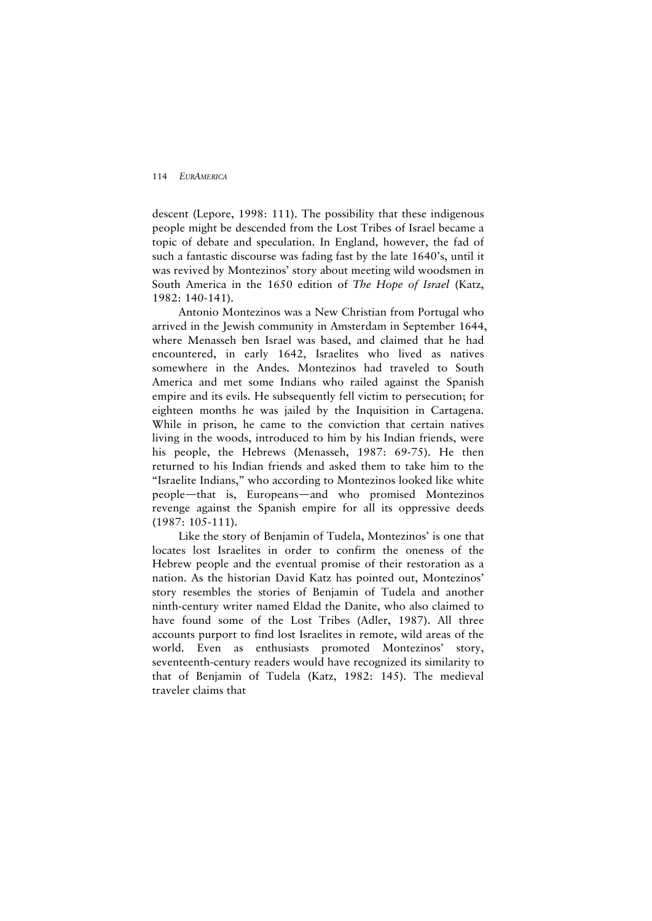descent (Lepore, 1998: 111). The possibility that these indigenous people might be descended from the Lost Tribes of Israel became a topic of debate and speculation. In England, however, the fad of such a fantastic discourse was fading fast by the late 1640's, until it was revived by Montezinos' story about meeting wild woodsmen in South America in the 1650 edition of *The Hope of Israel* (Katz, 1982: 140-141).

Antonio Montezinos was a New Christian from Portugal who arrived in the Jewish community in Amsterdam in September 1644, where Menasseh ben Israel was based, and claimed that he had encountered, in early 1642, Israelites who lived as natives somewhere in the Andes. Montezinos had traveled to South America and met some Indians who railed against the Spanish empire and its evils. He subsequently fell victim to persecution; for eighteen months he was jailed by the Inquisition in Cartagena. While in prison, he came to the conviction that certain natives living in the woods, introduced to him by his Indian friends, were his people, the Hebrews (Menasseh, 1987: 69-75). He then returned to his Indian friends and asked them to take him to the "Israelite Indians," who according to Montezinos looked like white people—that is, Europeans—and who promised Montezinos revenge against the Spanish empire for all its oppressive deeds (1987: 105-111).

Like the story of Benjamin of Tudela, Montezinos' is one that locates lost Israelites in order to confirm the oneness of the Hebrew people and the eventual promise of their restoration as a nation. As the historian David Katz has pointed out, Montezinos' story resembles the stories of Benjamin of Tudela and another ninth-century writer named Eldad the Danite, who also claimed to have found some of the Lost Tribes (Adler, 1987). All three accounts purport to find lost Israelites in remote, wild areas of the world. Even as enthusiasts promoted Montezinos' story, seventeenth-century readers would have recognized its similarity to that of Benjamin of Tudela (Katz, 1982: 145). The medieval traveler claims that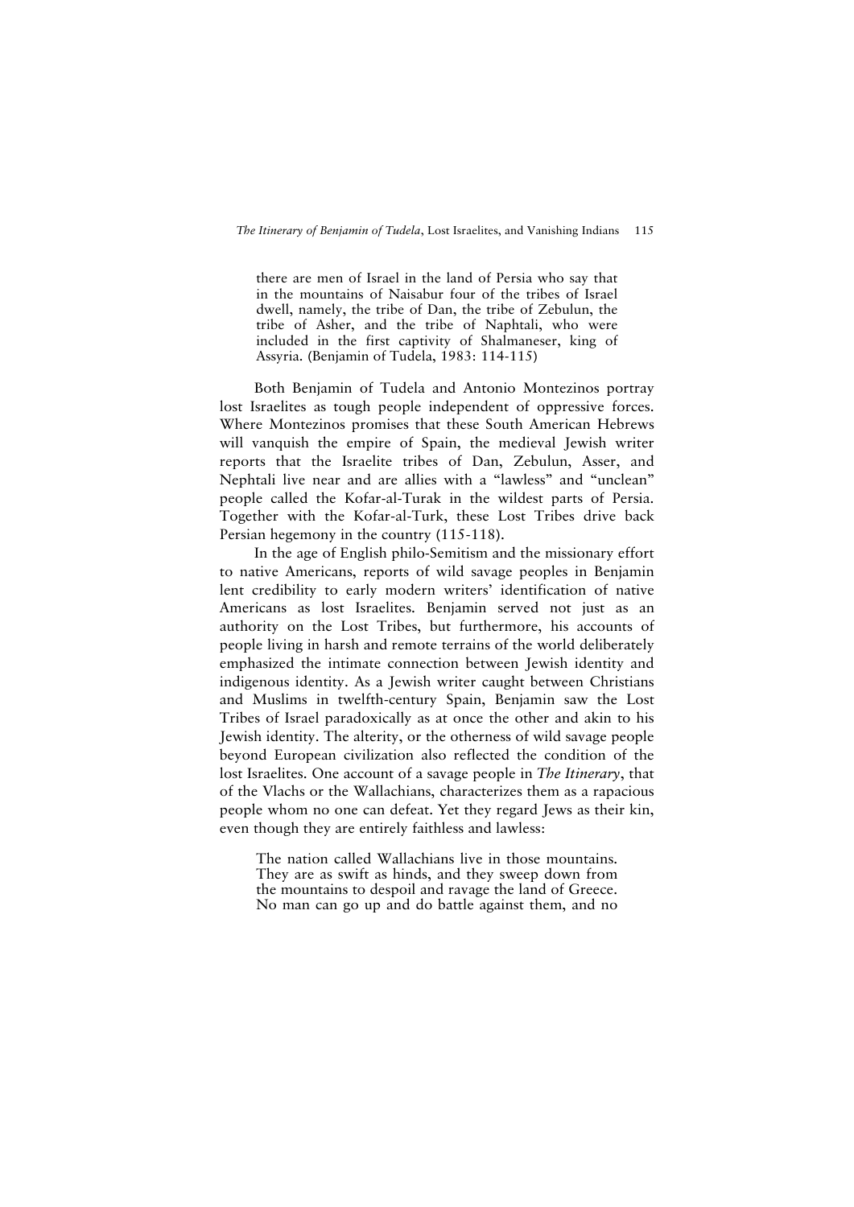> there are men of Israel in the land of Persia who say that in the mountains of Naisabur four of the tribes of Israel dwell, namely, the tribe of Dan, the tribe of Zebulun, the tribe of Asher, and the tribe of Naphtali, who were included in the first captivity of Shalmaneser, king of Assyria. (Benjamin of Tudela, 1983: 114-115)

Both Benjamin of Tudela and Antonio Montezinos portray lost Israelites as tough people independent of oppressive forces. Where Montezinos promises that these South American Hebrews will vanquish the empire of Spain, the medieval Jewish writer reports that the Israelite tribes of Dan, Zebulun, Asser, and Nephtali live near and are allies with a "lawless" and "unclean" people called the Kofar-al-Turak in the wildest parts of Persia. Together with the Kofar-al-Turk, these Lost Tribes drive back Persian hegemony in the country (115-118).

In the age of English philo-Semitism and the missionary effort to native Americans, reports of wild savage peoples in Benjamin lent credibility to early modern writers' identification of native Americans as lost Israelites. Benjamin served not just as an authority on the Lost Tribes, but furthermore, his accounts of people living in harsh and remote terrains of the world deliberately emphasized the intimate connection between Jewish identity and indigenous identity. As a Jewish writer caught between Christians and Muslims in twelfth-century Spain, Benjamin saw the Lost Tribes of Israel paradoxically as at once the other and akin to his Jewish identity. The alterity, or the otherness of wild savage people beyond European civilization also reflected the condition of the lost Israelites. One account of a savage people in *The Itinerary*, that of the Vlachs or the Wallachians, characterizes them as a rapacious people whom no one can defeat. Yet they regard Jews as their kin, even though they are entirely faithless and lawless:

> The nation called Wallachians live in those mountains. They are as swift as hinds, and they sweep down from the mountains to despoil and ravage the land of Greece. No man can go up and do battle against them, and no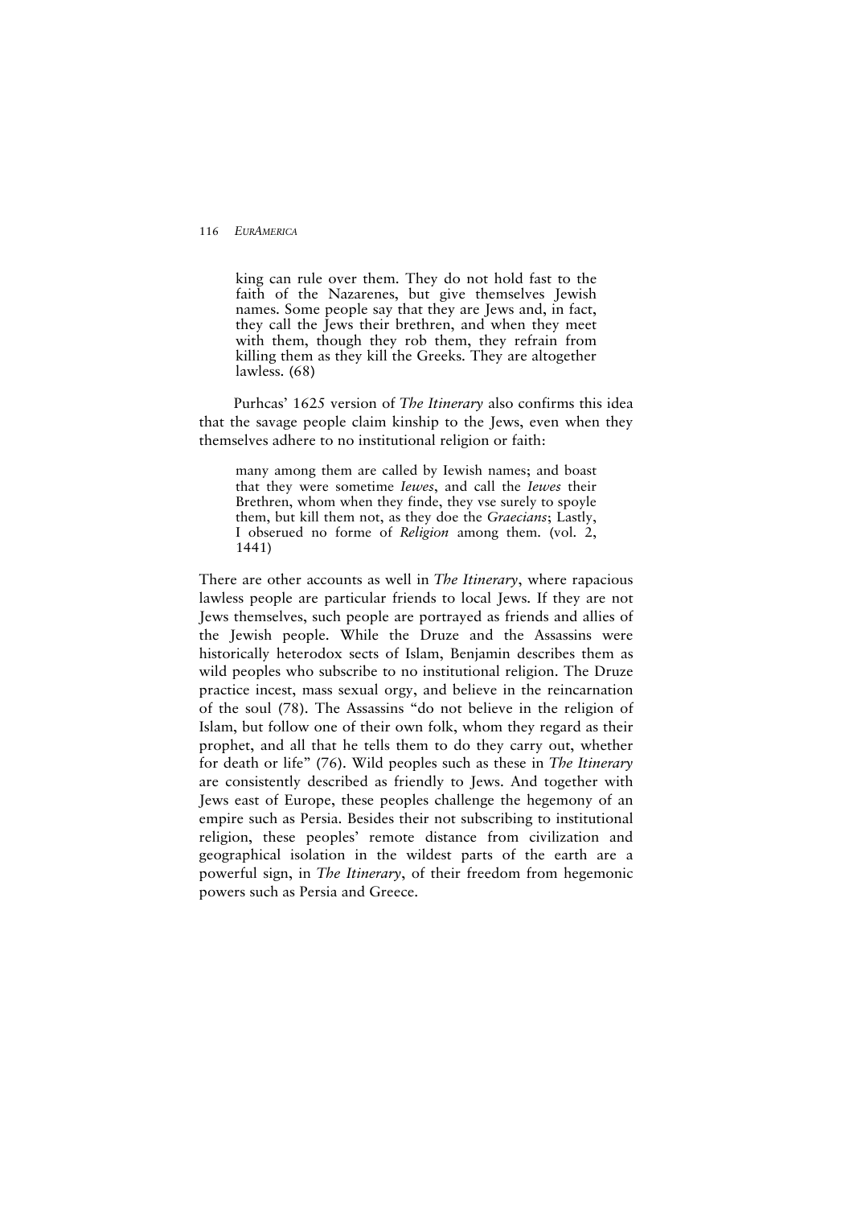> king can rule over them. They do not hold fast to the faith of the Nazarenes, but give themselves Jewish names. Some people say that they are Jews and, in fact, they call the Jews their brethren, and when they meet with them, though they rob them, they refrain from killing them as they kill the Greeks. They are altogether lawless. (68)

Purhcas' 1625 version of *The Itinerary* also confirms this idea that the savage people claim kinship to the Jews, even when they themselves adhere to no institutional religion or faith:

> many among them are called by Iewish names; and boast that they were sometime *Iewes*, and call the *Iewes* their Brethren, whom when they finde, they vse surely to spoyle them, but kill them not, as they doe the *Graecians*; Lastly, I obserued no forme of *Religion* among them. (vol. 2, 1441)

There are other accounts as well in *The Itinerary*, where rapacious lawless people are particular friends to local Jews. If they are not Jews themselves, such people are portrayed as friends and allies of the Jewish people. While the Druze and the Assassins were historically heterodox sects of Islam, Benjamin describes them as wild peoples who subscribe to no institutional religion. The Druze practice incest, mass sexual orgy, and believe in the reincarnation of the soul (78). The Assassins "do not believe in the religion of Islam, but follow one of their own folk, whom they regard as their prophet, and all that he tells them to do they carry out, whether for death or life" (76). Wild peoples such as these in *The Itinerary* are consistently described as friendly to Jews. And together with Jews east of Europe, these peoples challenge the hegemony of an empire such as Persia. Besides their not subscribing to institutional religion, these peoples' remote distance from civilization and geographical isolation in the wildest parts of the earth are a powerful sign, in *The Itinerary*, of their freedom from hegemonic powers such as Persia and Greece.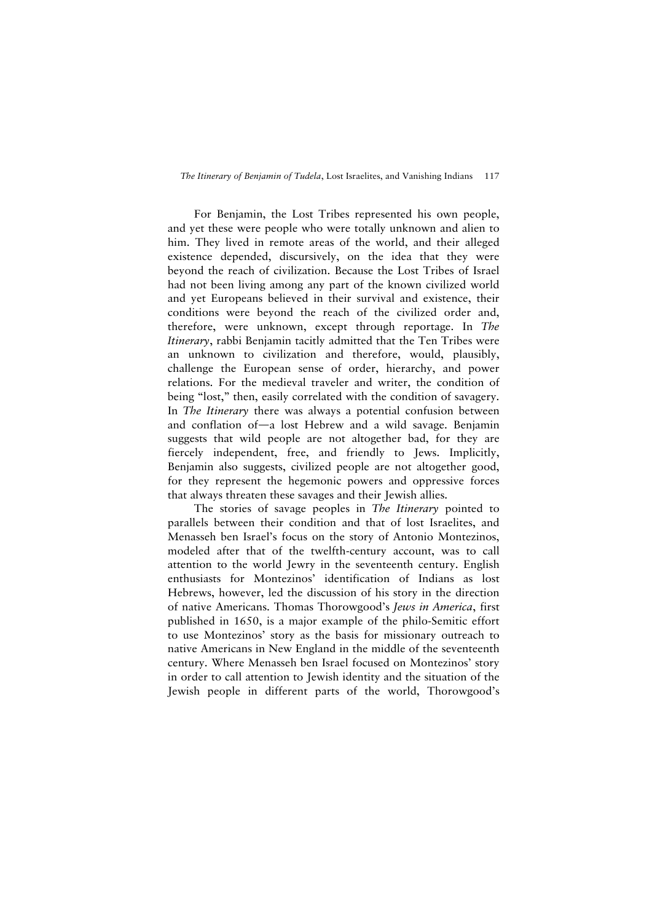For Benjamin, the Lost Tribes represented his own people, and yet these were people who were totally unknown and alien to him. They lived in remote areas of the world, and their alleged existence depended, discursively, on the idea that they were beyond the reach of civilization. Because the Lost Tribes of Israel had not been living among any part of the known civilized world and yet Europeans believed in their survival and existence, their conditions were beyond the reach of the civilized order and, therefore, were unknown, except through reportage. In *The Itinerary*, rabbi Benjamin tacitly admitted that the Ten Tribes were an unknown to civilization and therefore, would, plausibly, challenge the European sense of order, hierarchy, and power relations. For the medieval traveler and writer, the condition of being "lost," then, easily correlated with the condition of savagery. In *The Itinerary* there was always a potential confusion between and conflation of—a lost Hebrew and a wild savage. Benjamin suggests that wild people are not altogether bad, for they are fiercely independent, free, and friendly to Jews. Implicitly, Benjamin also suggests, civilized people are not altogether good, for they represent the hegemonic powers and oppressive forces that always threaten these savages and their Jewish allies.

The stories of savage peoples in *The Itinerary* pointed to parallels between their condition and that of lost Israelites, and Menasseh ben Israel's focus on the story of Antonio Montezinos, modeled after that of the twelfth-century account, was to call attention to the world Jewry in the seventeenth century. English enthusiasts for Montezinos' identification of Indians as lost Hebrews, however, led the discussion of his story in the direction of native Americans. Thomas Thorowgood's *Jews in America*, first published in 1650, is a major example of the philo-Semitic effort to use Montezinos' story as the basis for missionary outreach to native Americans in New England in the middle of the seventeenth century. Where Menasseh ben Israel focused on Montezinos' story in order to call attention to Jewish identity and the situation of the Jewish people in different parts of the world, Thorowgood's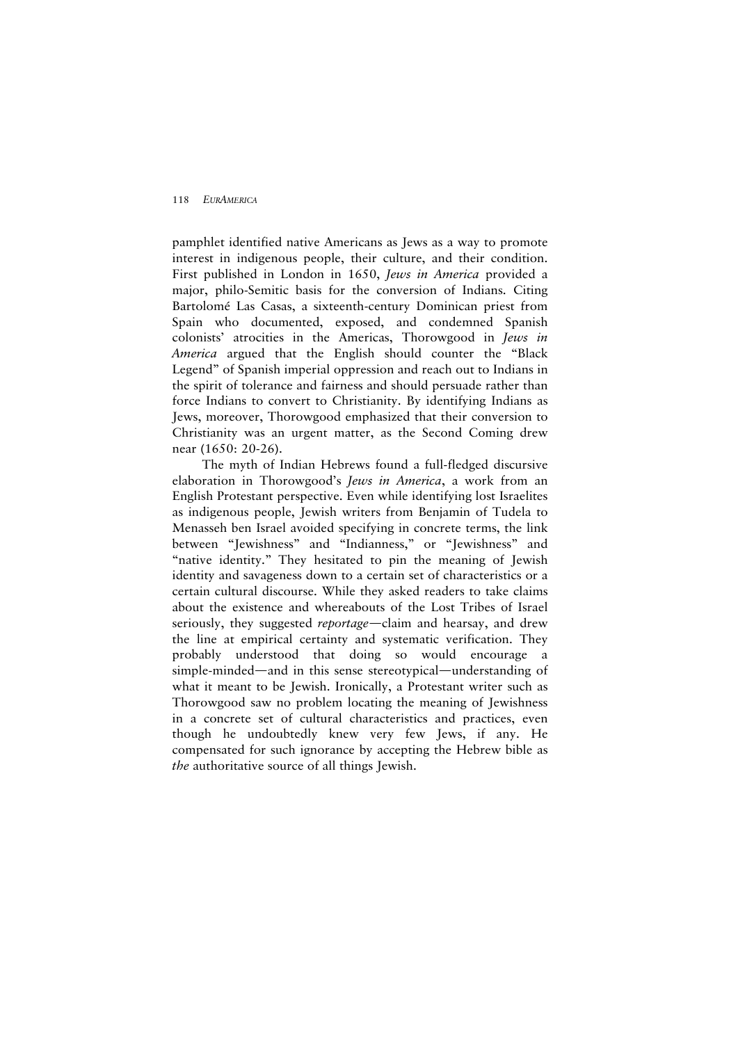pamphlet identified native Americans as Jews as a way to promote interest in indigenous people, their culture, and their condition. First published in London in 1650, *Jews in America* provided a major, philo-Semitic basis for the conversion of Indians. Citing Bartolomé Las Casas, a sixteenth-century Dominican priest from Spain who documented, exposed, and condemned Spanish colonists' atrocities in the Americas, Thorowgood in *Jews in America* argued that the English should counter the "Black Legend" of Spanish imperial oppression and reach out to Indians in the spirit of tolerance and fairness and should persuade rather than force Indians to convert to Christianity. By identifying Indians as Jews, moreover, Thorowgood emphasized that their conversion to Christianity was an urgent matter, as the Second Coming drew near (1650: 20-26).

The myth of Indian Hebrews found a full-fledged discursive elaboration in Thorowgood's *Jews in America*, a work from an English Protestant perspective. Even while identifying lost Israelites as indigenous people, Jewish writers from Benjamin of Tudela to Menasseh ben Israel avoided specifying in concrete terms, the link between "Jewishness" and "Indianness," or "Jewishness" and "native identity." They hesitated to pin the meaning of Jewish identity and savageness down to a certain set of characteristics or a certain cultural discourse. While they asked readers to take claims about the existence and whereabouts of the Lost Tribes of Israel seriously, they suggested *reportage*—claim and hearsay, and drew the line at empirical certainty and systematic verification. They probably understood that doing so would encourage a simple-minded—and in this sense stereotypical—understanding of what it meant to be Jewish. Ironically, a Protestant writer such as Thorowgood saw no problem locating the meaning of Jewishness in a concrete set of cultural characteristics and practices, even though he undoubtedly knew very few Jews, if any. He compensated for such ignorance by accepting the Hebrew bible as *the* authoritative source of all things Jewish.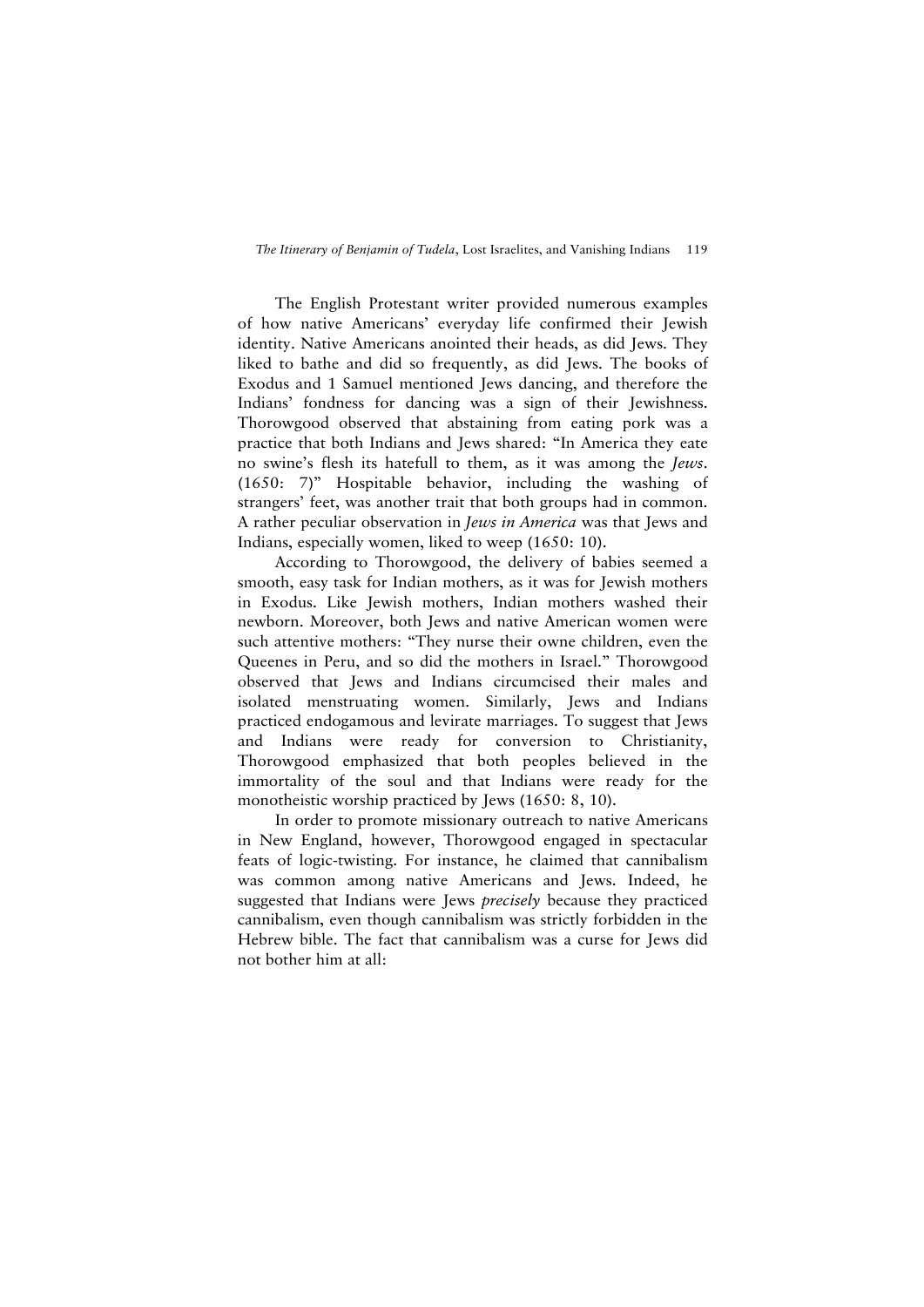The English Protestant writer provided numerous examples of how native Americans' everyday life confirmed their Jewish identity. Native Americans anointed their heads, as did Jews. They liked to bathe and did so frequently, as did Jews. The books of Exodus and 1 Samuel mentioned Jews dancing, and therefore the Indians' fondness for dancing was a sign of their Jewishness. Thorowgood observed that abstaining from eating pork was a practice that both Indians and Jews shared: "In America they eate no swine's flesh its hatefull to them, as it was among the *Jews*. (1650: 7)" Hospitable behavior, including the washing of strangers' feet, was another trait that both groups had in common. A rather peculiar observation in *Jews in America* was that Jews and Indians, especially women, liked to weep (1650: 10).

According to Thorowgood, the delivery of babies seemed a smooth, easy task for Indian mothers, as it was for Jewish mothers in Exodus. Like Jewish mothers, Indian mothers washed their newborn. Moreover, both Jews and native American women were such attentive mothers: "They nurse their owne children, even the Queenes in Peru, and so did the mothers in Israel." Thorowgood observed that Jews and Indians circumcised their males and isolated menstruating women. Similarly, Jews and Indians practiced endogamous and levirate marriages. To suggest that Jews and Indians were ready for conversion to Christianity, Thorowgood emphasized that both peoples believed in the immortality of the soul and that Indians were ready for the monotheistic worship practiced by Jews (1650: 8, 10).

In order to promote missionary outreach to native Americans in New England, however, Thorowgood engaged in spectacular feats of logic-twisting. For instance, he claimed that cannibalism was common among native Americans and Jews. Indeed, he suggested that Indians were Jews *precisely* because they practiced cannibalism, even though cannibalism was strictly forbidden in the Hebrew bible. The fact that cannibalism was a curse for Jews did not bother him at all: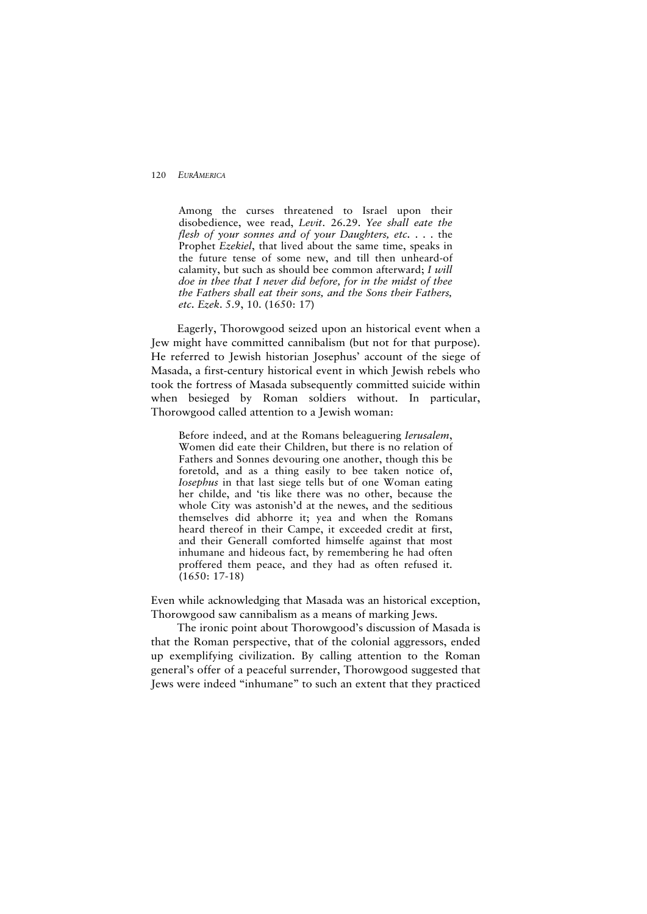> Among the curses threatened to Israel upon their disobedience, wee read, *Levit*. 26.29. *Yee shall eate the flesh of your sonnes and of your Daughters, etc*. . . . the Prophet *Ezekiel*, that lived about the same time, speaks in the future tense of some new, and till then unheard-of calamity, but such as should bee common afterward; *I will doe in thee that I never did before, for in the midst of thee the Fathers shall eat their sons, and the Sons their Fathers, etc. Ezek*. 5.9, 10. (1650: 17)

Eagerly, Thorowgood seized upon an historical event when a Jew might have committed cannibalism (but not for that purpose). He referred to Jewish historian Josephus' account of the siege of Masada, a first-century historical event in which Jewish rebels who took the fortress of Masada subsequently committed suicide within when besieged by Roman soldiers without. In particular, Thorowgood called attention to a Jewish woman:

> Before indeed, and at the Romans beleaguering *Ierusalem*, Women did eate their Children, but there is no relation of Fathers and Sonnes devouring one another, though this be foretold, and as a thing easily to bee taken notice of, *Iosephus* in that last siege tells but of one Woman eating her childe, and 'tis like there was no other, because the whole City was astonish'd at the newes, and the seditious themselves did abhorre it; yea and when the Romans heard thereof in their Campe, it exceeded credit at first, and their Generall comforted himselfe against that most inhumane and hideous fact, by remembering he had often proffered them peace, and they had as often refused it. (1650: 17-18)

Even while acknowledging that Masada was an historical exception, Thorowgood saw cannibalism as a means of marking Jews.

The ironic point about Thorowgood's discussion of Masada is that the Roman perspective, that of the colonial aggressors, ended up exemplifying civilization. By calling attention to the Roman general's offer of a peaceful surrender, Thorowgood suggested that Jews were indeed "inhumane" to such an extent that they practiced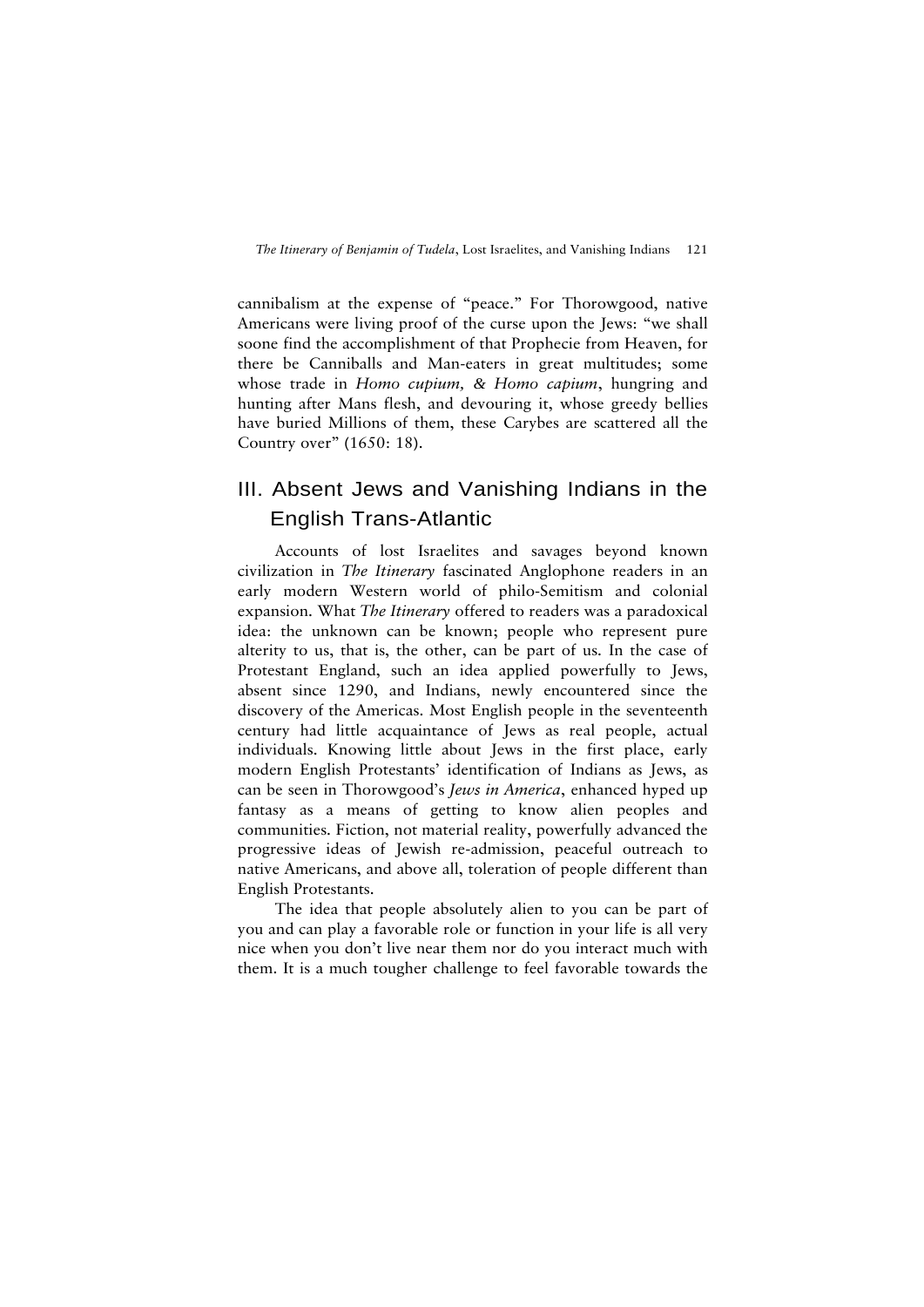cannibalism at the expense of "peace." For Thorowgood, native Americans were living proof of the curse upon the Jews: "we shall soone find the accomplishment of that Prophecie from Heaven, for there be Canniballs and Man-eaters in great multitudes; some whose trade in *Homo cupium, & Homo capium*, hungring and hunting after Mans flesh, and devouring it, whose greedy bellies have buried Millions of them, these Carybes are scattered all the Country over" (1650: 18).

## III. Absent Jews and Vanishing Indians in the English Trans-Atlantic

Accounts of lost Israelites and savages beyond known civilization in *The Itinerary* fascinated Anglophone readers in an early modern Western world of philo-Semitism and colonial expansion. What *The Itinerary* offered to readers was a paradoxical idea: the unknown can be known; people who represent pure alterity to us, that is, the other, can be part of us. In the case of Protestant England, such an idea applied powerfully to Jews, absent since 1290, and Indians, newly encountered since the discovery of the Americas. Most English people in the seventeenth century had little acquaintance of Jews as real people, actual individuals. Knowing little about Jews in the first place, early modern English Protestants' identification of Indians as Jews, as can be seen in Thorowgood's *Jews in America*, enhanced hyped up fantasy as a means of getting to know alien peoples and communities. Fiction, not material reality, powerfully advanced the progressive ideas of Jewish re-admission, peaceful outreach to native Americans, and above all, toleration of people different than English Protestants.

The idea that people absolutely alien to you can be part of you and can play a favorable role or function in your life is all very nice when you don't live near them nor do you interact much with them. It is a much tougher challenge to feel favorable towards the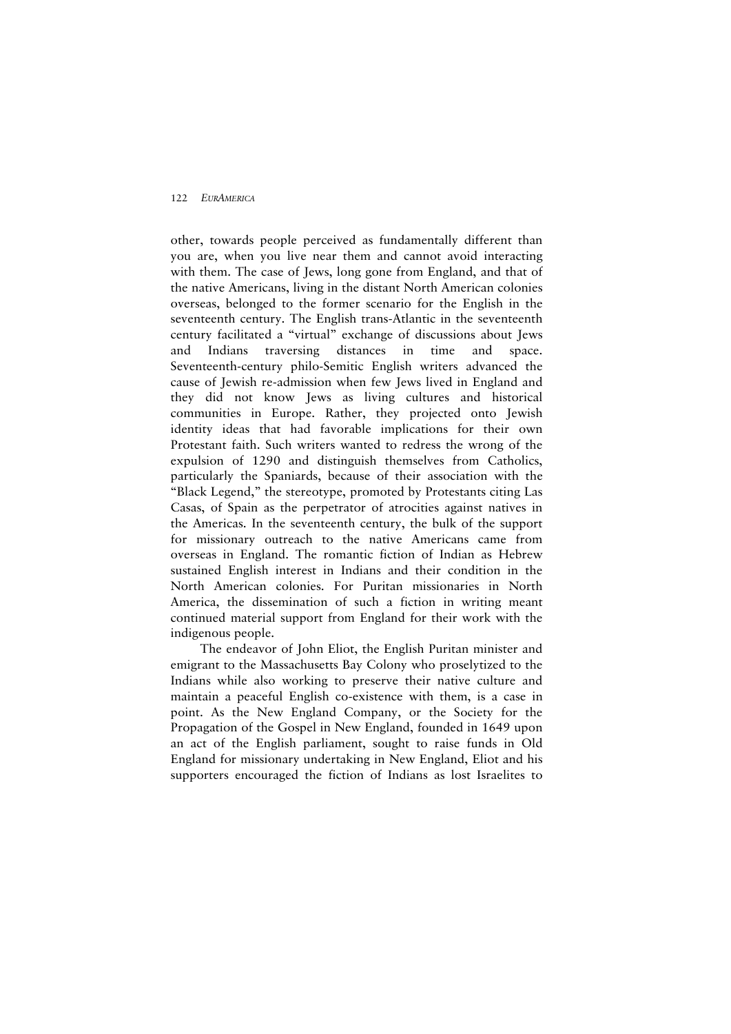other, towards people perceived as fundamentally different than you are, when you live near them and cannot avoid interacting with them. The case of Jews, long gone from England, and that of the native Americans, living in the distant North American colonies overseas, belonged to the former scenario for the English in the seventeenth century. The English trans-Atlantic in the seventeenth century facilitated a "virtual" exchange of discussions about Jews and Indians traversing distances in time and space. Seventeenth-century philo-Semitic English writers advanced the cause of Jewish re-admission when few Jews lived in England and they did not know Jews as living cultures and historical communities in Europe. Rather, they projected onto Jewish identity ideas that had favorable implications for their own Protestant faith. Such writers wanted to redress the wrong of the expulsion of 1290 and distinguish themselves from Catholics, particularly the Spaniards, because of their association with the "Black Legend," the stereotype, promoted by Protestants citing Las Casas, of Spain as the perpetrator of atrocities against natives in the Americas. In the seventeenth century, the bulk of the support for missionary outreach to the native Americans came from overseas in England. The romantic fiction of Indian as Hebrew sustained English interest in Indians and their condition in the North American colonies. For Puritan missionaries in North America, the dissemination of such a fiction in writing meant continued material support from England for their work with the indigenous people.

The endeavor of John Eliot, the English Puritan minister and emigrant to the Massachusetts Bay Colony who proselytized to the Indians while also working to preserve their native culture and maintain a peaceful English co-existence with them, is a case in point. As the New England Company, or the Society for the Propagation of the Gospel in New England, founded in 1649 upon an act of the English parliament, sought to raise funds in Old England for missionary undertaking in New England, Eliot and his supporters encouraged the fiction of Indians as lost Israelites to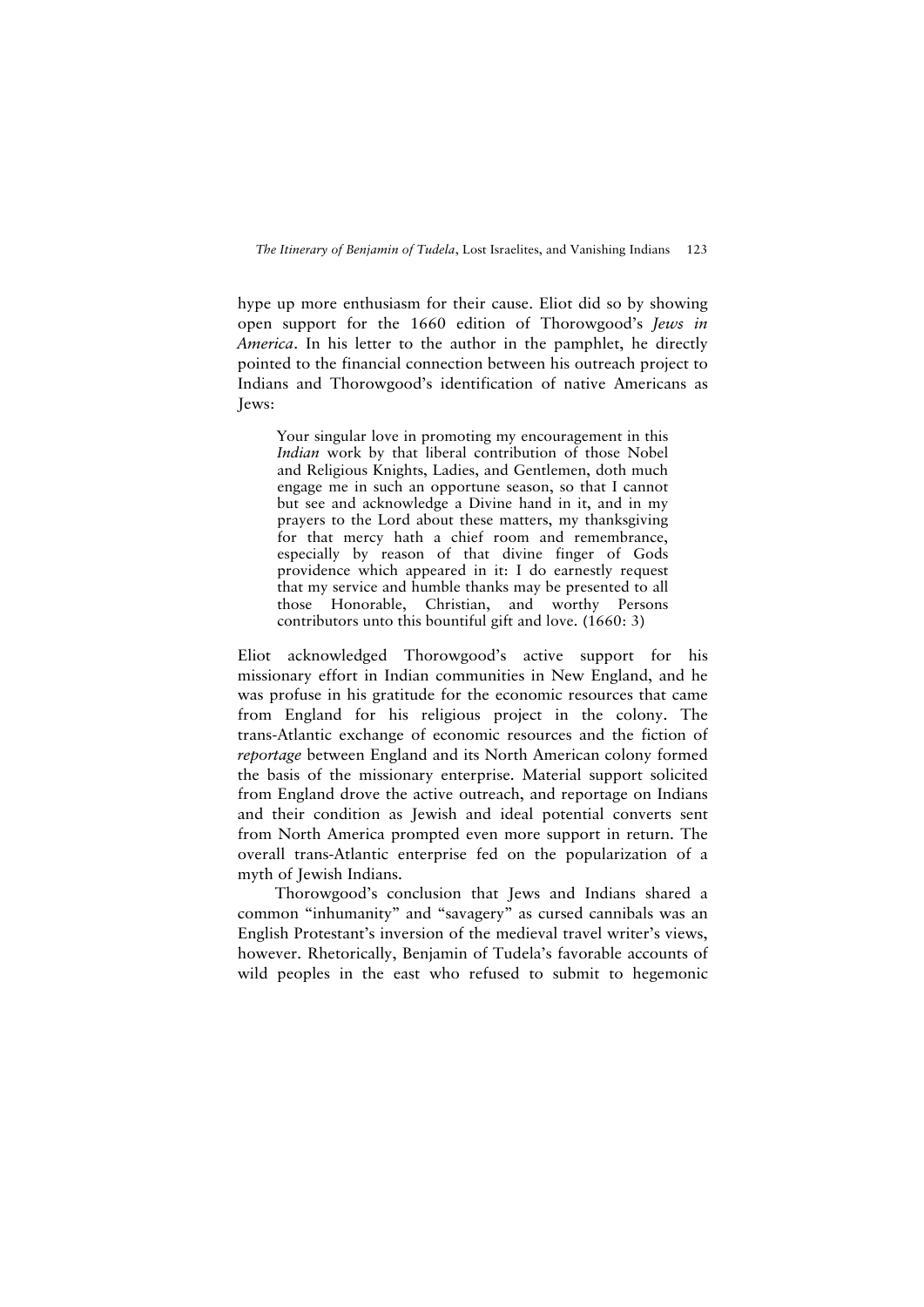hype up more enthusiasm for their cause. Eliot did so by showing open support for the 1660 edition of Thorowgood's *Jews in America*. In his letter to the author in the pamphlet, he directly pointed to the financial connection between his outreach project to Indians and Thorowgood's identification of native Americans as Jews:

> Your singular love in promoting my encouragement in this *Indian* work by that liberal contribution of those Nobel and Religious Knights, Ladies, and Gentlemen, doth much engage me in such an opportune season, so that I cannot but see and acknowledge a Divine hand in it, and in my prayers to the Lord about these matters, my thanksgiving for that mercy hath a chief room and remembrance, especially by reason of that divine finger of Gods providence which appeared in it: I do earnestly request that my service and humble thanks may be presented to all those Honorable, Christian, and worthy Persons contributors unto this bountiful gift and love. (1660: 3)

Eliot acknowledged Thorowgood's active support for his missionary effort in Indian communities in New England, and he was profuse in his gratitude for the economic resources that came from England for his religious project in the colony. The trans-Atlantic exchange of economic resources and the fiction of *reportage* between England and its North American colony formed the basis of the missionary enterprise. Material support solicited from England drove the active outreach, and reportage on Indians and their condition as Jewish and ideal potential converts sent from North America prompted even more support in return. The overall trans-Atlantic enterprise fed on the popularization of a myth of Jewish Indians.

Thorowgood's conclusion that Jews and Indians shared a common "inhumanity" and "savagery" as cursed cannibals was an English Protestant's inversion of the medieval travel writer's views, however. Rhetorically, Benjamin of Tudela's favorable accounts of wild peoples in the east who refused to submit to hegemonic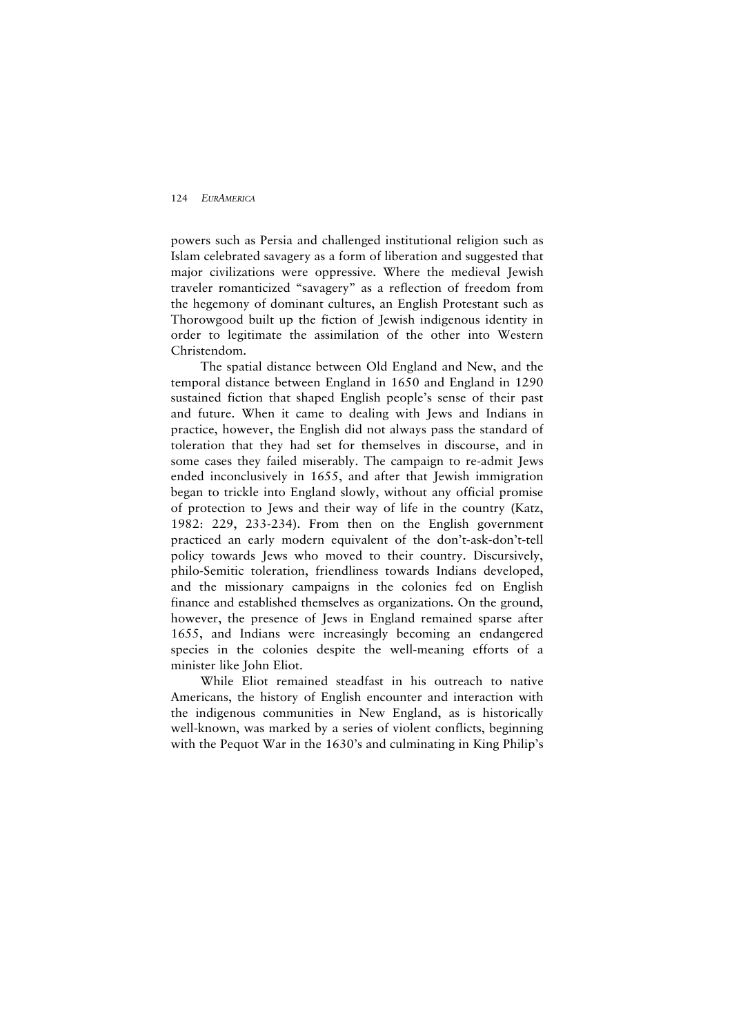powers such as Persia and challenged institutional religion such as Islam celebrated savagery as a form of liberation and suggested that major civilizations were oppressive. Where the medieval Jewish traveler romanticized "savagery" as a reflection of freedom from the hegemony of dominant cultures, an English Protestant such as Thorowgood built up the fiction of Jewish indigenous identity in order to legitimate the assimilation of the other into Western Christendom.

The spatial distance between Old England and New, and the temporal distance between England in 1650 and England in 1290 sustained fiction that shaped English people's sense of their past and future. When it came to dealing with Jews and Indians in practice, however, the English did not always pass the standard of toleration that they had set for themselves in discourse, and in some cases they failed miserably. The campaign to re-admit Jews ended inconclusively in 1655, and after that Jewish immigration began to trickle into England slowly, without any official promise of protection to Jews and their way of life in the country (Katz, 1982: 229, 233-234). From then on the English government practiced an early modern equivalent of the don't-ask-don't-tell policy towards Jews who moved to their country. Discursively, philo-Semitic toleration, friendliness towards Indians developed, and the missionary campaigns in the colonies fed on English finance and established themselves as organizations. On the ground, however, the presence of Jews in England remained sparse after 1655, and Indians were increasingly becoming an endangered species in the colonies despite the well-meaning efforts of a minister like John Eliot.

While Eliot remained steadfast in his outreach to native Americans, the history of English encounter and interaction with the indigenous communities in New England, as is historically well-known, was marked by a series of violent conflicts, beginning with the Pequot War in the 1630's and culminating in King Philip's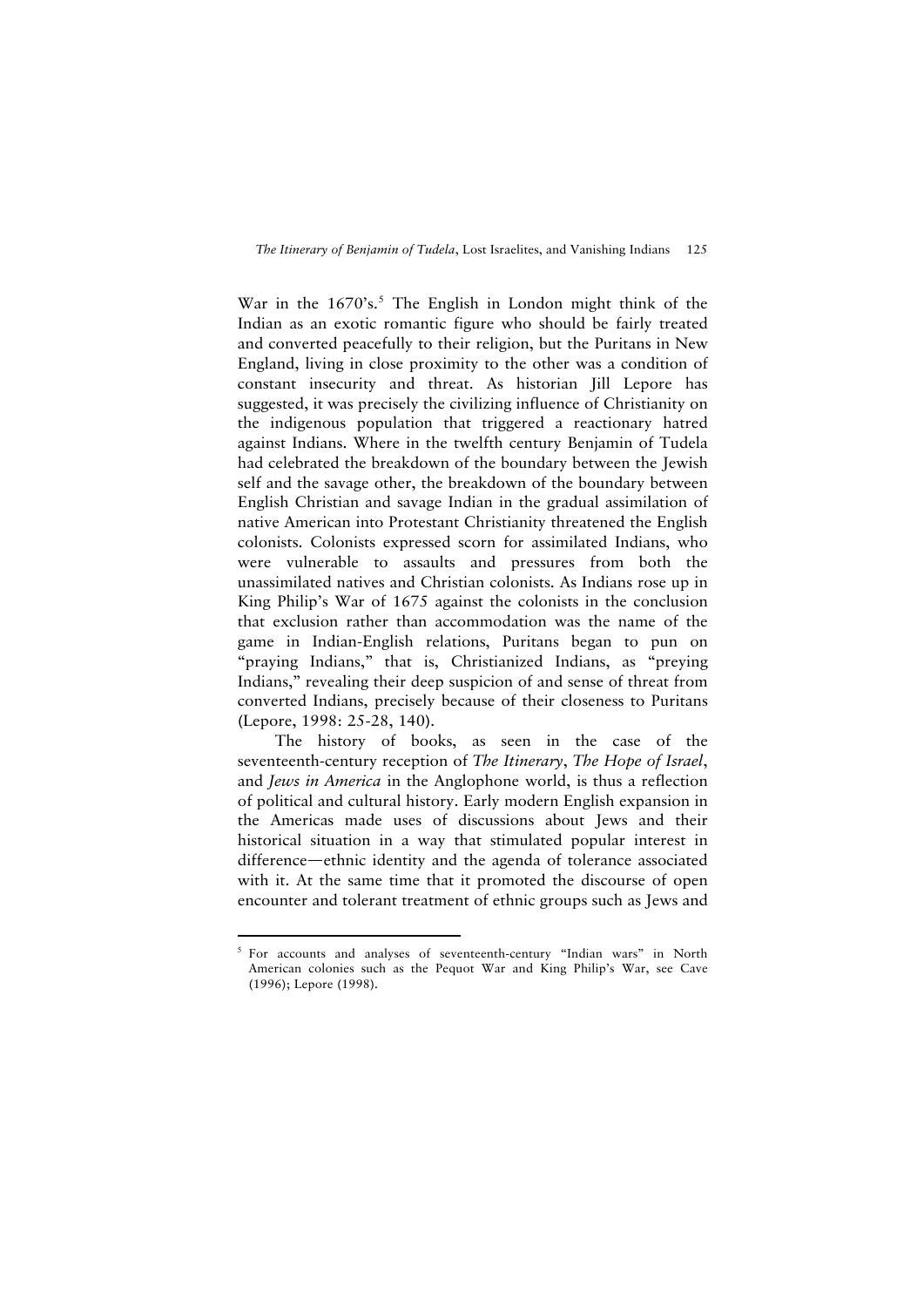War in the 1670's.[5] The English in London might think of the Indian as an exotic romantic figure who should be fairly treated and converted peacefully to their religion, but the Puritans in New England, living in close proximity to the other was a condition of constant insecurity and threat. As historian Jill Lepore has suggested, it was precisely the civilizing influence of Christianity on the indigenous population that triggered a reactionary hatred against Indians. Where in the twelfth century Benjamin of Tudela had celebrated the breakdown of the boundary between the Jewish self and the savage other, the breakdown of the boundary between English Christian and savage Indian in the gradual assimilation of native American into Protestant Christianity threatened the English colonists. Colonists expressed scorn for assimilated Indians, who were vulnerable to assaults and pressures from both the unassimilated natives and Christian colonists. As Indians rose up in King Philip's War of 1675 against the colonists in the conclusion that exclusion rather than accommodation was the name of the game in Indian-English relations, Puritans began to pun on "praying Indians," that is, Christianized Indians, as "preying Indians," revealing their deep suspicion of and sense of threat from converted Indians, precisely because of their closeness to Puritans (Lepore, 1998: 25-28, 140).

The history of books, as seen in the case of the seventeenth-century reception of *The Itinerary*, *The Hope of Israel*, and *Jews in America* in the Anglophone world, is thus a reflection of political and cultural history. Early modern English expansion in the Americas made uses of discussions about Jews and their historical situation in a way that stimulated popular interest in difference—ethnic identity and the agenda of tolerance associated with it. At the same time that it promoted the discourse of open encounter and tolerant treatment of ethnic groups such as Jews and

---

[5] For accounts and analyses of seventeenth-century "Indian wars" in North American colonies such as the Pequot War and King Philip's War, see Cave (1996); Lepore (1998).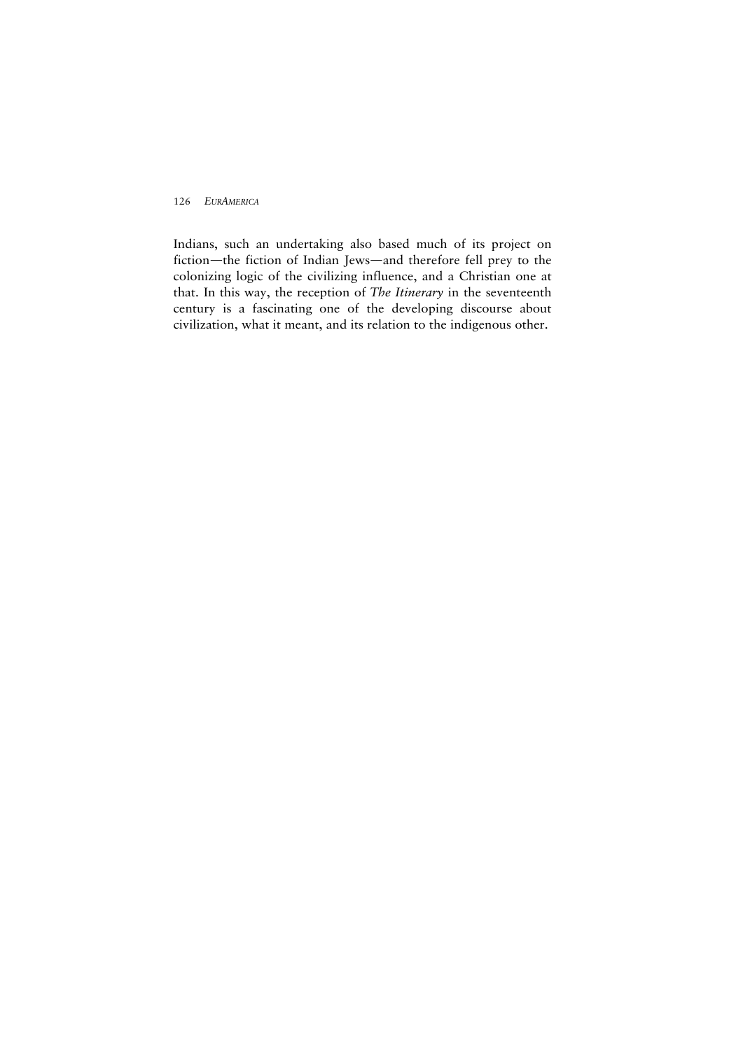Indians, such an undertaking also based much of its project on fiction—the fiction of Indian Jews—and therefore fell prey to the colonizing logic of the civilizing influence, and a Christian one at that. In this way, the reception of *The Itinerary* in the seventeenth century is a fascinating one of the developing discourse about civilization, what it meant, and its relation to the indigenous other.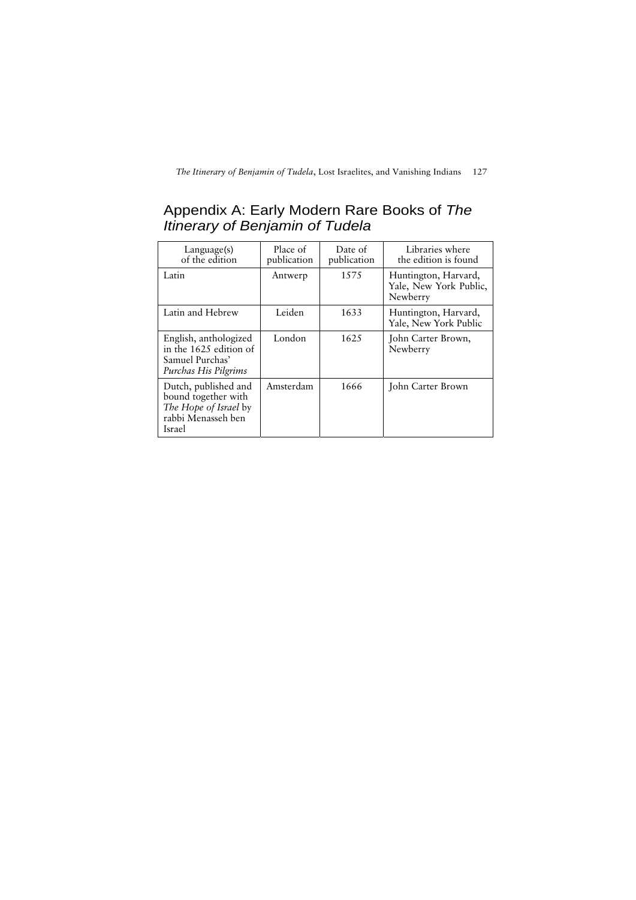## Appendix A: Early Modern Rare Books of *The Itinerary of Benjamin of Tudela*

| Language(s) of the edition | Place of publication | Date of publication | Libraries where the edition is found |
|---|---|---|---|
| Latin | Antwerp | 1575 | Huntington, Harvard, Yale, New York Public, Newberry |
| Latin and Hebrew | Leiden | 1633 | Huntington, Harvard, Yale, New York Public |
| English, anthologized in the 1625 edition of Samuel Purchas' *Purchas His Pilgrims* | London | 1625 | John Carter Brown, Newberry |
| Dutch, published and bound together with *The Hope of Israel* by rabbi Menasseh ben Israel | Amsterdam | 1666 | John Carter Brown |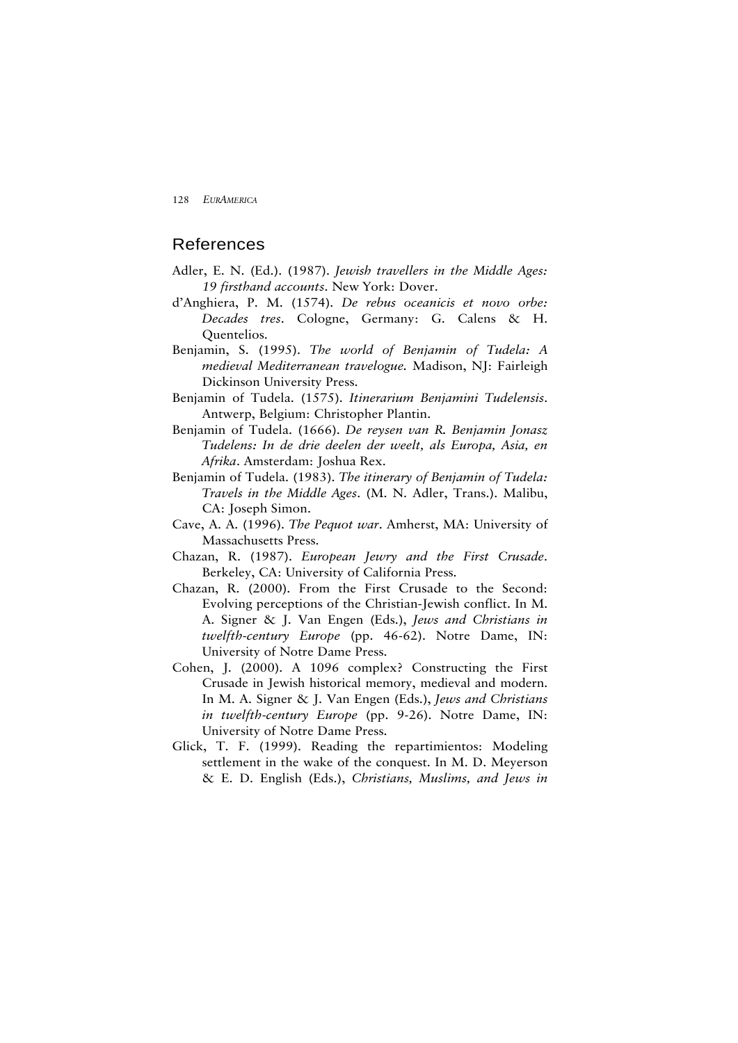## References

Adler, E. N. (Ed.). (1987). *Jewish travellers in the Middle Ages: 19 firsthand accounts*. New York: Dover.

d'Anghiera, P. M. (1574). *De rebus oceanicis et novo orbe: Decades tres*. Cologne, Germany: G. Calens & H. Quentelios.

Benjamin, S. (1995). *The world of Benjamin of Tudela: A medieval Mediterranean travelogue.* Madison, NJ: Fairleigh Dickinson University Press.

Benjamin of Tudela. (1575). *Itinerarium Benjamini Tudelensis*. Antwerp, Belgium: Christopher Plantin.

Benjamin of Tudela. (1666). *De reysen van R. Benjamin Jonasz Tudelens: In de drie deelen der weelt, als Europa, Asia, en Afrika*. Amsterdam: Joshua Rex.

Benjamin of Tudela. (1983). *The itinerary of Benjamin of Tudela: Travels in the Middle Ages*. (M. N. Adler, Trans.). Malibu, CA: Joseph Simon.

Cave, A. A. (1996). *The Pequot war*. Amherst, MA: University of Massachusetts Press.

Chazan, R. (1987). *European Jewry and the First Crusade*. Berkeley, CA: University of California Press.

Chazan, R. (2000). From the First Crusade to the Second: Evolving perceptions of the Christian-Jewish conflict. In M. A. Signer & J. Van Engen (Eds.), *Jews and Christians in twelfth-century Europe* (pp. 46-62). Notre Dame, IN: University of Notre Dame Press.

Cohen, J. (2000). A 1096 complex? Constructing the First Crusade in Jewish historical memory, medieval and modern. In M. A. Signer & J. Van Engen (Eds.), *Jews and Christians in twelfth-century Europe* (pp. 9-26). Notre Dame, IN: University of Notre Dame Press.

Glick, T. F. (1999). Reading the repartimientos: Modeling settlement in the wake of the conquest. In M. D. Meyerson & E. D. English (Eds.), *Christians, Muslims, and Jews in*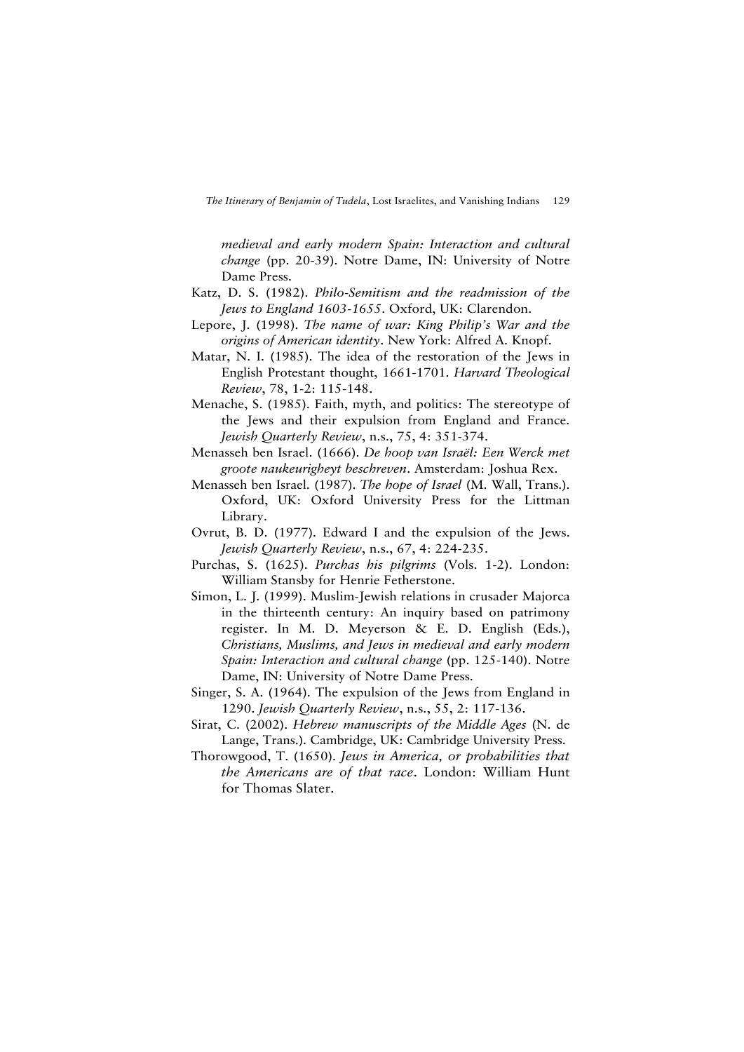*medieval and early modern Spain: Interaction and cultural change* (pp. 20-39). Notre Dame, IN: University of Notre Dame Press.

Katz, D. S. (1982). *Philo-Semitism and the readmission of the Jews to England 1603-1655*. Oxford, UK: Clarendon.

Lepore, J. (1998). *The name of war: King Philip's War and the origins of American identity*. New York: Alfred A. Knopf.

Matar, N. I. (1985). The idea of the restoration of the Jews in English Protestant thought, 1661-1701. *Harvard Theological Review*, 78, 1-2: 115-148.

Menache, S. (1985). Faith, myth, and politics: The stereotype of the Jews and their expulsion from England and France. *Jewish Quarterly Review*, n.s., 75, 4: 351-374.

Menasseh ben Israel. (1666). *De hoop van Israël: Een Werck met groote naukeurigheyt beschreven*. Amsterdam: Joshua Rex.

Menasseh ben Israel. (1987). *The hope of Israel* (M. Wall, Trans.). Oxford, UK: Oxford University Press for the Littman Library.

Ovrut, B. D. (1977). Edward I and the expulsion of the Jews. *Jewish Quarterly Review*, n.s., 67, 4: 224-235.

Purchas, S. (1625). *Purchas his pilgrims* (Vols. 1-2). London: William Stansby for Henrie Fetherstone.

Simon, L. J. (1999). Muslim-Jewish relations in crusader Majorca in the thirteenth century: An inquiry based on patrimony register. In M. D. Meyerson & E. D. English (Eds.), *Christians, Muslims, and Jews in medieval and early modern Spain: Interaction and cultural change* (pp. 125-140). Notre Dame, IN: University of Notre Dame Press.

Singer, S. A. (1964). The expulsion of the Jews from England in 1290. *Jewish Quarterly Review*, n.s., 55, 2: 117-136.

Sirat, C. (2002). *Hebrew manuscripts of the Middle Ages* (N. de Lange, Trans.). Cambridge, UK: Cambridge University Press.

Thorowgood, T. (1650). *Jews in America, or probabilities that the Americans are of that race*. London: William Hunt for Thomas Slater.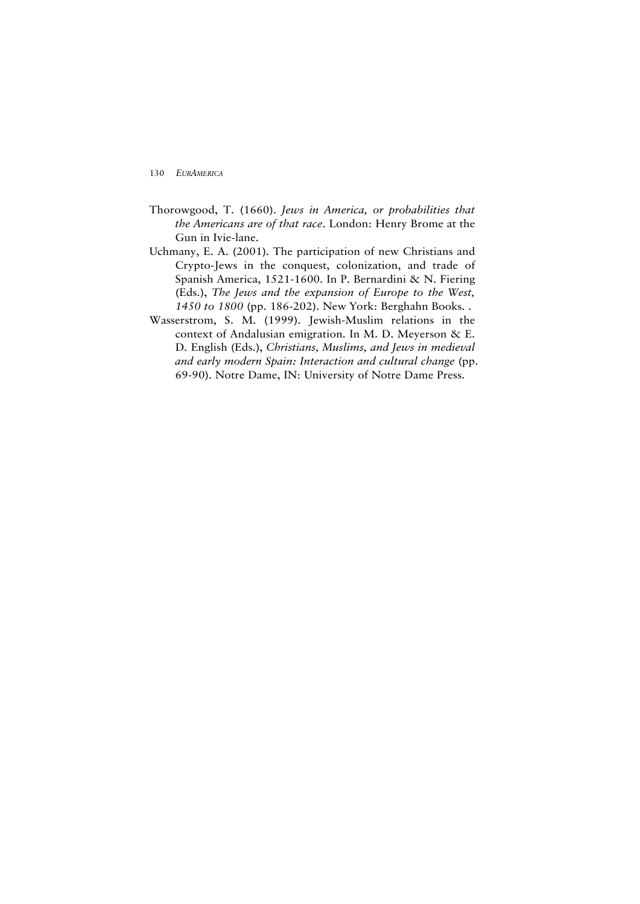Thorowgood, T. (1660). *Jews in America, or probabilities that the Americans are of that race*. London: Henry Brome at the Gun in Ivie-lane.

Uchmany, E. A. (2001). The participation of new Christians and Crypto-Jews in the conquest, colonization, and trade of Spanish America, 1521-1600. In P. Bernardini & N. Fiering (Eds.), *The Jews and the expansion of Europe to the West, 1450 to 1800* (pp. 186-202). New York: Berghahn Books. .

Wasserstrom, S. M. (1999). Jewish-Muslim relations in the context of Andalusian emigration. In M. D. Meyerson & E. D. English (Eds.), *Christians, Muslims, and Jews in medieval and early modern Spain: Interaction and cultural change* (pp. 69-90). Notre Dame, IN: University of Notre Dame Press.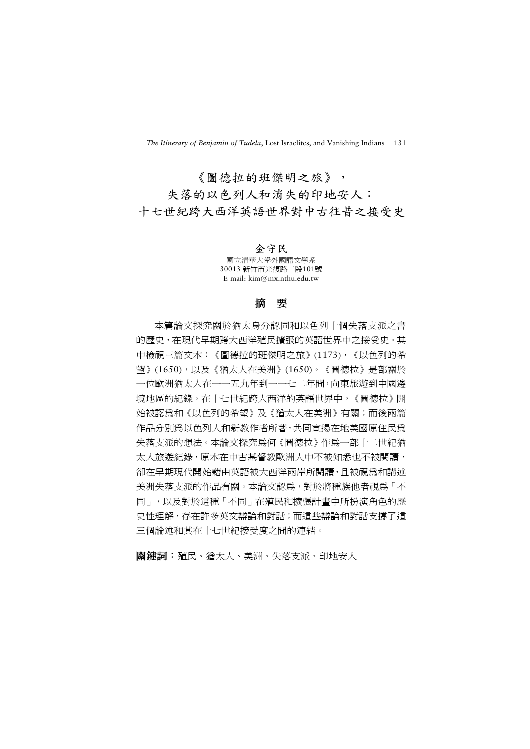# 《圖德拉的班傑明之旅》，失落的以色列人和消失的印地安人：十七世紀跨大西洋英語世界對中古往昔之接受史

金守民

國立清華大學外國語文學系
30013 新竹市光復路二段101號
E-mail: kim@mx.nthu.edu.tw

## 摘　要

本篇論文探究關於猶太身分認同和以色列十個失落支派之書的歷史，在現代早期跨大西洋殖民擴張的英語世界中之接受史。其中檢視三篇文本：《圖德拉的班傑明之旅》(1173)，《以色列的希望》(1650)，以及《猶太人在美洲》(1650)。《圖德拉》是部關於一位歐洲猶太人在一一五九年到一一七二年間，向東旅遊到中國邊境地區的紀錄。在十七世紀跨大西洋的英語世界中，《圖德拉》開始被認為和《以色列的希望》及《猶太人在美洲》有關；而後兩篇作品分別為以色列人和新教作者所著，共同宣揚在地美國原住民為失落支派的想法。本論文探究為何《圖德拉》作為一部十二世紀猶太人旅遊紀錄，原本在中古基督教歐洲人中不被知悉也不被閱讀，卻在早期現代開始藉由英語被大西洋兩岸所閱讀，且被視為和講述美洲失落支派的作品有關。本論文認為，對於將種族他者視為「不同」，以及對於這種「不同」在殖民和擴張計畫中所扮演角色的歷史性理解，存在許多英文辯論和對話；而這些辯論和對話支撐了這三個論述和其在十七世紀接受度之間的連結。

**關鍵詞**：殖民、猶太人、美洲、失落支派、印地安人